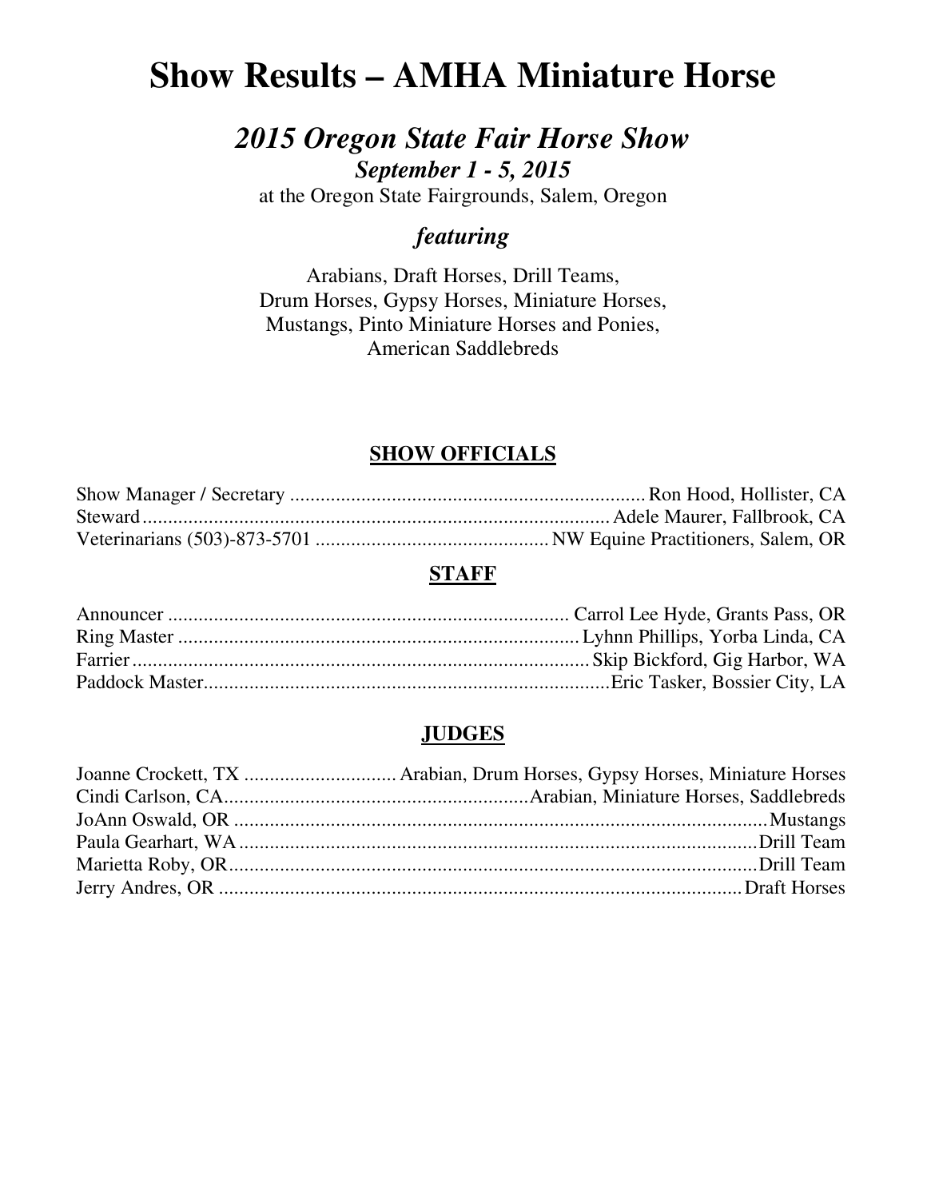# Show Results – AMHA Miniature Horse

## *2015 Oregon State Fair Horse Show*

***September 1 - 5, 2015***

at the Oregon State Fairgrounds, Salem, Oregon

### *featuring*

Arabians, Draft Horses, Drill Teams,
Drum Horses, Gypsy Horses, Miniature Horses,
Mustangs, Pinto Miniature Horses and Ponies,
American Saddlebreds

## SHOW OFFICIALS

Show Manager / Secretary ........................................................ Ron Hood, Hollister, CA
Steward ........................................................................................ Adele Maurer, Fallbrook, CA
Veterinarians (503)-873-5701 ............................................. NW Equine Practitioners, Salem, OR

## STAFF

Announcer ............................................................................... Carrol Lee Hyde, Grants Pass, OR
Ring Master ............................................................................... Lyhnn Phillips, Yorba Linda, CA
Farrier ......................................................................................... Skip Bickford, Gig Harbor, WA
Paddock Master.......................................................................... Eric Tasker, Bossier City, LA

## JUDGES

Joanne Crockett, TX .............................. Arabian, Drum Horses, Gypsy Horses, Miniature Horses
Cindi Carlson, CA............................................................ Arabian, Miniature Horses, Saddlebreds
JoAnn Oswald, OR ......................................................................................................... Mustangs
Paula Gearhart, WA ...................................................................................................... Drill Team
Marietta Roby, OR......................................................................................................... Drill Team
Jerry Andres, OR ........................................................................................................ Draft Horses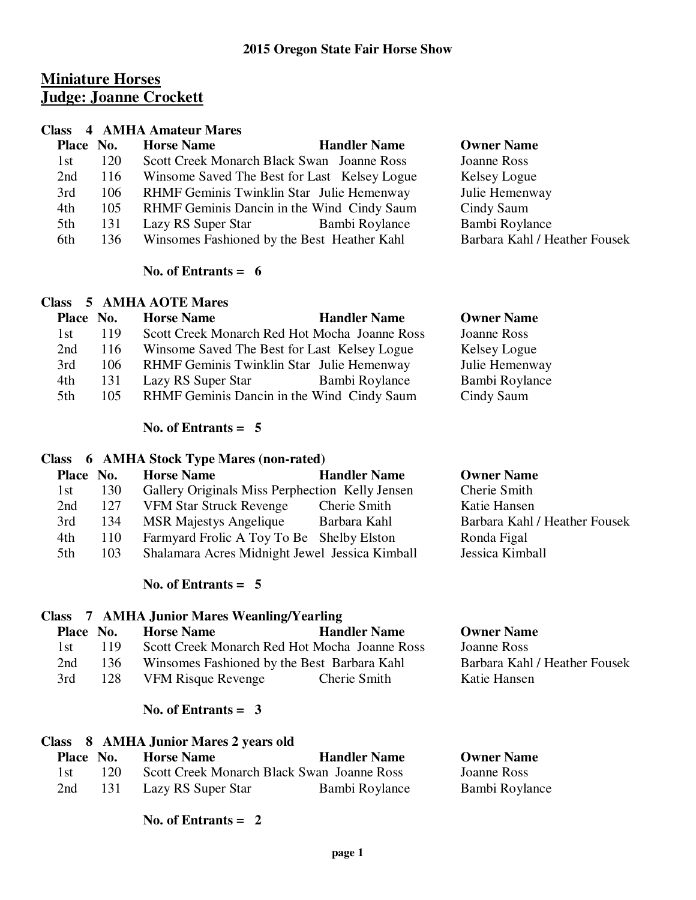## 2015 Oregon State Fair Horse Show

# Miniature Horses
## Judge: Joanne Crockett

### Class 4 AMHA Amateur Mares

| Place | No. | Horse Name | Handler Name | Owner Name |
|---|---|---|---|---|
| 1st | 120 | Scott Creek Monarch Black Swan | Joanne Ross | Joanne Ross |
| 2nd | 116 | Winsome Saved The Best for Last | Kelsey Logue | Kelsey Logue |
| 3rd | 106 | RHMF Geminis Twinklin Star | Julie Hemenway | Julie Hemenway |
| 4th | 105 | RHMF Geminis Dancin in the Wind | Cindy Saum | Cindy Saum |
| 5th | 131 | Lazy RS Super Star | Bambi Roylance | Bambi Roylance |
| 6th | 136 | Winsomes Fashioned by the Best | Heather Kahl | Barbara Kahl / Heather Fousek |

**No. of Entrants = 6**

### Class 5 AMHA AOTE Mares

| Place | No. | Horse Name | Handler Name | Owner Name |
|---|---|---|---|---|
| 1st | 119 | Scott Creek Monarch Red Hot Mocha | Joanne Ross | Joanne Ross |
| 2nd | 116 | Winsome Saved The Best for Last | Kelsey Logue | Kelsey Logue |
| 3rd | 106 | RHMF Geminis Twinklin Star | Julie Hemenway | Julie Hemenway |
| 4th | 131 | Lazy RS Super Star | Bambi Roylance | Bambi Roylance |
| 5th | 105 | RHMF Geminis Dancin in the Wind | Cindy Saum | Cindy Saum |

**No. of Entrants = 5**

### Class 6 AMHA Stock Type Mares (non-rated)

| Place | No. | Horse Name | Handler Name | Owner Name |
|---|---|---|---|---|
| 1st | 130 | Gallery Originals Miss Perphection | Kelly Jensen | Cherie Smith |
| 2nd | 127 | VFM Star Struck Revenge | Cherie Smith | Katie Hansen |
| 3rd | 134 | MSR Majestys Angelique | Barbara Kahl | Barbara Kahl / Heather Fousek |
| 4th | 110 | Farmyard Frolic A Toy To Be | Shelby Elston | Ronda Figal |
| 5th | 103 | Shalamara Acres Midnight Jewel | Jessica Kimball | Jessica Kimball |

**No. of Entrants = 5**

### Class 7 AMHA Junior Mares Weanling/Yearling

| Place | No. | Horse Name | Handler Name | Owner Name |
|---|---|---|---|---|
| 1st | 119 | Scott Creek Monarch Red Hot Mocha | Joanne Ross | Joanne Ross |
| 2nd | 136 | Winsomes Fashioned by the Best | Barbara Kahl | Barbara Kahl / Heather Fousek |
| 3rd | 128 | VFM Risque Revenge | Cherie Smith | Katie Hansen |

**No. of Entrants = 3**

### Class 8 AMHA Junior Mares 2 years old

| Place | No. | Horse Name | Handler Name | Owner Name |
|---|---|---|---|---|
| 1st | 120 | Scott Creek Monarch Black Swan | Joanne Ross | Joanne Ross |
| 2nd | 131 | Lazy RS Super Star | Bambi Roylance | Bambi Roylance |

**No. of Entrants = 2**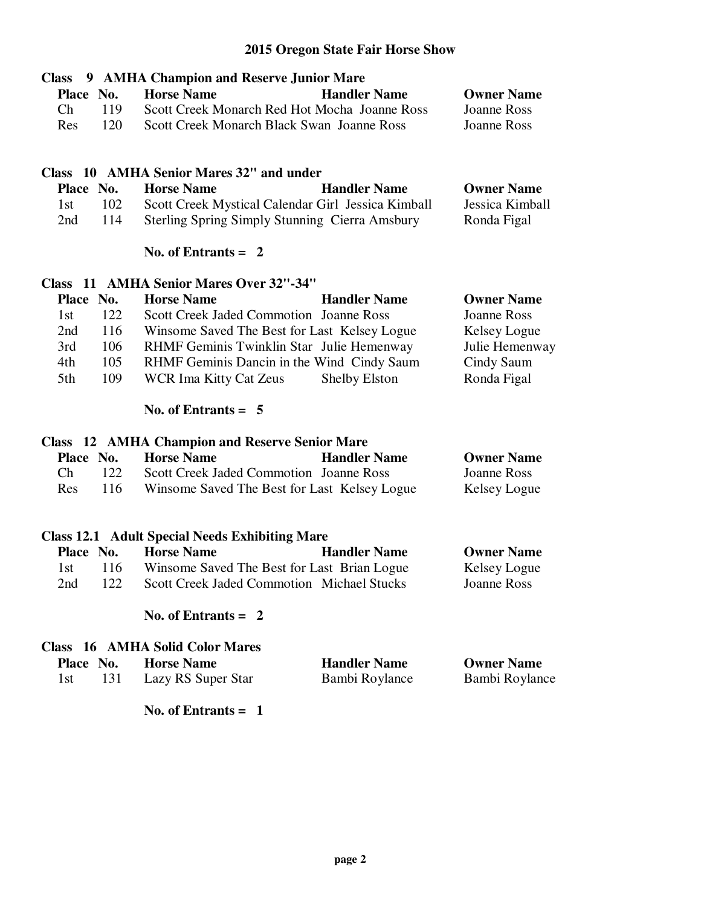# 2015 Oregon State Fair Horse Show

## Class 9 AMHA Champion and Reserve Junior Mare

| Place | No. | Horse Name | Handler Name | Owner Name |
|---|---|---|---|---|
| Ch | 119 | Scott Creek Monarch Red Hot Mocha | Joanne Ross | Joanne Ross |
| Res | 120 | Scott Creek Monarch Black Swan | Joanne Ross | Joanne Ross |

## Class 10 AMHA Senior Mares 32" and under

| Place | No. | Horse Name | Handler Name | Owner Name |
|---|---|---|---|---|
| 1st | 102 | Scott Creek Mystical Calendar Girl | Jessica Kimball | Jessica Kimball |
| 2nd | 114 | Sterling Spring Simply Stunning | Cierra Amsbury | Ronda Figal |

**No. of Entrants = 2**

## Class 11 AMHA Senior Mares Over 32"-34"

| Place | No. | Horse Name | Handler Name | Owner Name |
|---|---|---|---|---|
| 1st | 122 | Scott Creek Jaded Commotion | Joanne Ross | Joanne Ross |
| 2nd | 116 | Winsome Saved The Best for Last | Kelsey Logue | Kelsey Logue |
| 3rd | 106 | RHMF Geminis Twinklin Star | Julie Hemenway | Julie Hemenway |
| 4th | 105 | RHMF Geminis Dancin in the Wind | Cindy Saum | Cindy Saum |
| 5th | 109 | WCR Ima Kitty Cat Zeus | Shelby Elston | Ronda Figal |

**No. of Entrants = 5**

## Class 12 AMHA Champion and Reserve Senior Mare

| Place | No. | Horse Name | Handler Name | Owner Name |
|---|---|---|---|---|
| Ch | 122 | Scott Creek Jaded Commotion | Joanne Ross | Joanne Ross |
| Res | 116 | Winsome Saved The Best for Last | Kelsey Logue | Kelsey Logue |

## Class 12.1 Adult Special Needs Exhibiting Mare

| Place | No. | Horse Name | Handler Name | Owner Name |
|---|---|---|---|---|
| 1st | 116 | Winsome Saved The Best for Last | Brian Logue | Kelsey Logue |
| 2nd | 122 | Scott Creek Jaded Commotion | Michael Stucks | Joanne Ross |

**No. of Entrants = 2**

## Class 16 AMHA Solid Color Mares

| Place | No. | Horse Name | Handler Name | Owner Name |
|---|---|---|---|---|
| 1st | 131 | Lazy RS Super Star | Bambi Roylance | Bambi Roylance |

**No. of Entrants = 1**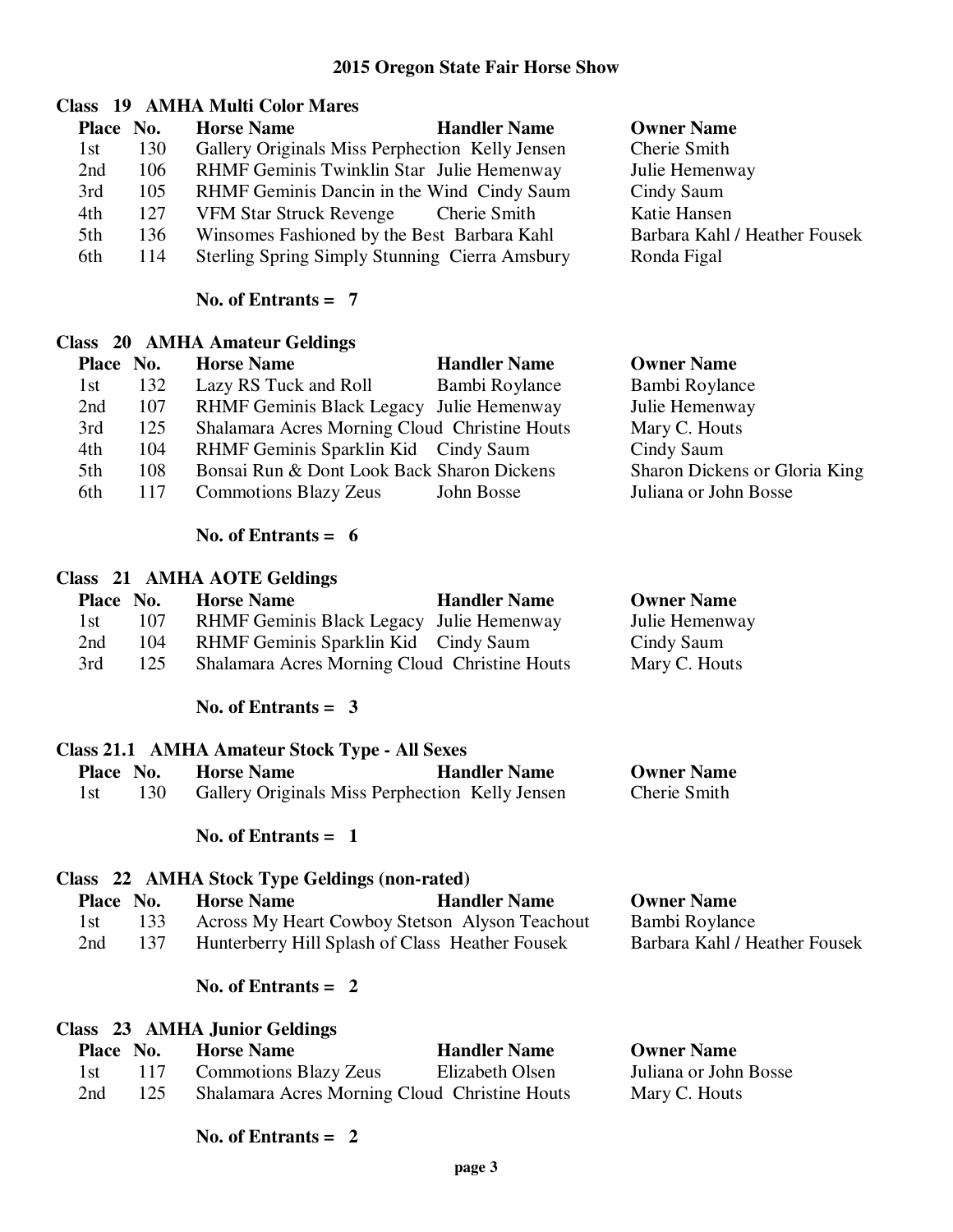# 2015 Oregon State Fair Horse Show

## Class 19 AMHA Multi Color Mares

| Place | No. | Horse Name | Handler Name | Owner Name |
|---|---|---|---|---|
| 1st | 130 | Gallery Originals Miss Perphection | Kelly Jensen | Cherie Smith |
| 2nd | 106 | RHMF Geminis Twinklin Star | Julie Hemenway | Julie Hemenway |
| 3rd | 105 | RHMF Geminis Dancin in the Wind | Cindy Saum | Cindy Saum |
| 4th | 127 | VFM Star Struck Revenge | Cherie Smith | Katie Hansen |
| 5th | 136 | Winsomes Fashioned by the Best | Barbara Kahl | Barbara Kahl / Heather Fousek |
| 6th | 114 | Sterling Spring Simply Stunning | Cierra Amsbury | Ronda Figal |

**No. of Entrants = 7**

## Class 20 AMHA Amateur Geldings

| Place | No. | Horse Name | Handler Name | Owner Name |
|---|---|---|---|---|
| 1st | 132 | Lazy RS Tuck and Roll | Bambi Roylance | Bambi Roylance |
| 2nd | 107 | RHMF Geminis Black Legacy | Julie Hemenway | Julie Hemenway |
| 3rd | 125 | Shalamara Acres Morning Cloud | Christine Houts | Mary C. Houts |
| 4th | 104 | RHMF Geminis Sparklin Kid | Cindy Saum | Cindy Saum |
| 5th | 108 | Bonsai Run & Dont Look Back | Sharon Dickens | Sharon Dickens or Gloria King |
| 6th | 117 | Commotions Blazy Zeus | John Bosse | Juliana or John Bosse |

**No. of Entrants = 6**

## Class 21 AMHA AOTE Geldings

| Place | No. | Horse Name | Handler Name | Owner Name |
|---|---|---|---|---|
| 1st | 107 | RHMF Geminis Black Legacy | Julie Hemenway | Julie Hemenway |
| 2nd | 104 | RHMF Geminis Sparklin Kid | Cindy Saum | Cindy Saum |
| 3rd | 125 | Shalamara Acres Morning Cloud | Christine Houts | Mary C. Houts |

**No. of Entrants = 3**

## Class 21.1 AMHA Amateur Stock Type - All Sexes

| Place | No. | Horse Name | Handler Name | Owner Name |
|---|---|---|---|---|
| 1st | 130 | Gallery Originals Miss Perphection | Kelly Jensen | Cherie Smith |

**No. of Entrants = 1**

## Class 22 AMHA Stock Type Geldings (non-rated)

| Place | No. | Horse Name | Handler Name | Owner Name |
|---|---|---|---|---|
| 1st | 133 | Across My Heart Cowboy Stetson | Alyson Teachout | Bambi Roylance |
| 2nd | 137 | Hunterberry Hill Splash of Class | Heather Fousek | Barbara Kahl / Heather Fousek |

**No. of Entrants = 2**

## Class 23 AMHA Junior Geldings

| Place | No. | Horse Name | Handler Name | Owner Name |
|---|---|---|---|---|
| 1st | 117 | Commotions Blazy Zeus | Elizabeth Olsen | Juliana or John Bosse |
| 2nd | 125 | Shalamara Acres Morning Cloud | Christine Houts | Mary C. Houts |

**No. of Entrants = 2**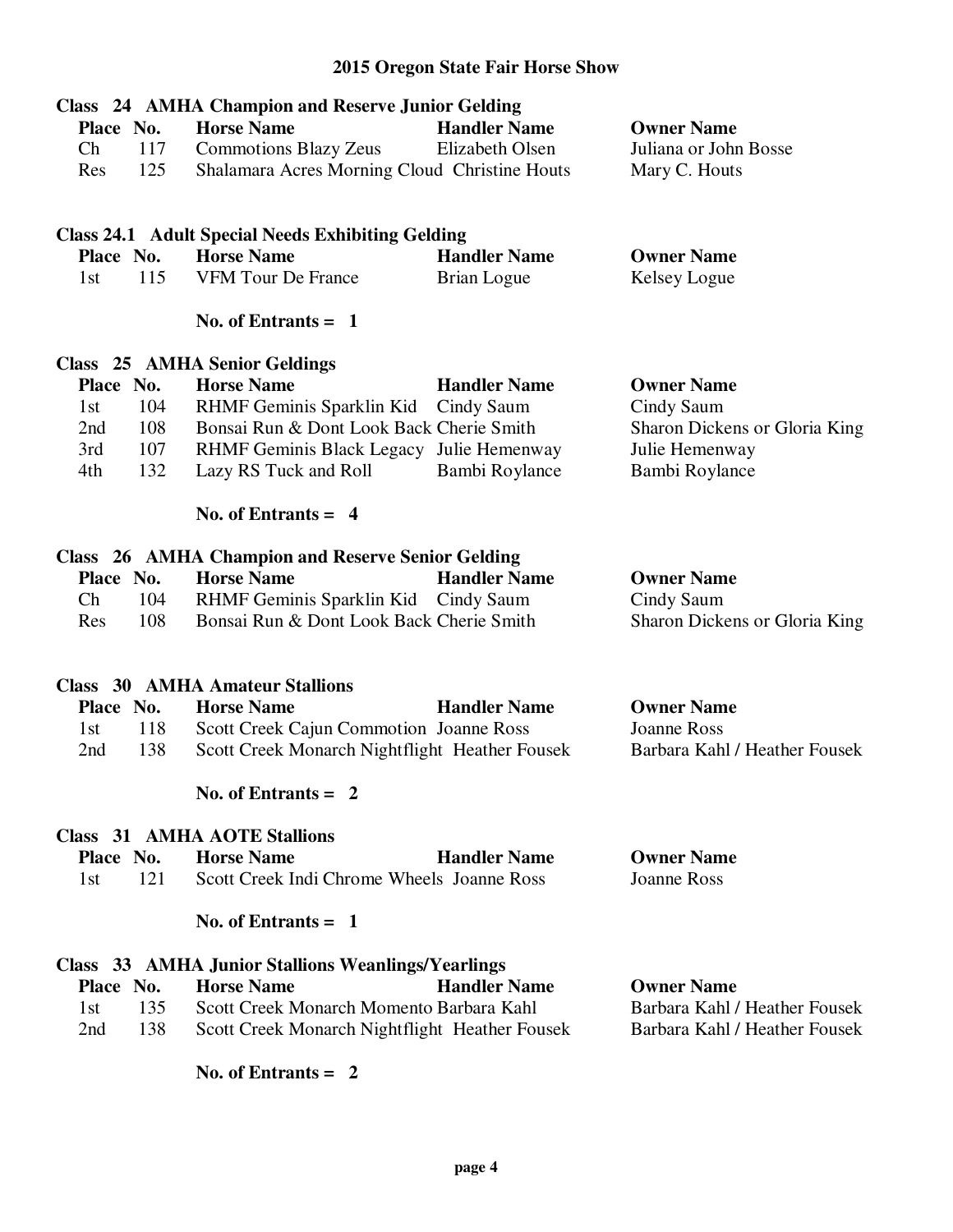# 2015 Oregon State Fair Horse Show

## Class 24 AMHA Champion and Reserve Junior Gelding

| Place | No. | Horse Name | Handler Name | Owner Name |
| --- | --- | --- | --- | --- |
| Ch | 117 | Commotions Blazy Zeus | Elizabeth Olsen | Juliana or John Bosse |
| Res | 125 | Shalamara Acres Morning Cloud | Christine Houts | Mary C. Houts |

## Class 24.1 Adult Special Needs Exhibiting Gelding

| Place | No. | Horse Name | Handler Name | Owner Name |
| --- | --- | --- | --- | --- |
| 1st | 115 | VFM Tour De France | Brian Logue | Kelsey Logue |

**No. of Entrants = 1**

## Class 25 AMHA Senior Geldings

| Place | No. | Horse Name | Handler Name | Owner Name |
| --- | --- | --- | --- | --- |
| 1st | 104 | RHMF Geminis Sparklin Kid | Cindy Saum | Cindy Saum |
| 2nd | 108 | Bonsai Run & Dont Look Back | Cherie Smith | Sharon Dickens or Gloria King |
| 3rd | 107 | RHMF Geminis Black Legacy | Julie Hemenway | Julie Hemenway |
| 4th | 132 | Lazy RS Tuck and Roll | Bambi Roylance | Bambi Roylance |

**No. of Entrants = 4**

## Class 26 AMHA Champion and Reserve Senior Gelding

| Place | No. | Horse Name | Handler Name | Owner Name |
| --- | --- | --- | --- | --- |
| Ch | 104 | RHMF Geminis Sparklin Kid | Cindy Saum | Cindy Saum |
| Res | 108 | Bonsai Run & Dont Look Back | Cherie Smith | Sharon Dickens or Gloria King |

## Class 30 AMHA Amateur Stallions

| Place | No. | Horse Name | Handler Name | Owner Name |
| --- | --- | --- | --- | --- |
| 1st | 118 | Scott Creek Cajun Commotion | Joanne Ross | Joanne Ross |
| 2nd | 138 | Scott Creek Monarch Nightflight | Heather Fousek | Barbara Kahl / Heather Fousek |

**No. of Entrants = 2**

## Class 31 AMHA AOTE Stallions

| Place | No. | Horse Name | Handler Name | Owner Name |
| --- | --- | --- | --- | --- |
| 1st | 121 | Scott Creek Indi Chrome Wheels | Joanne Ross | Joanne Ross |

**No. of Entrants = 1**

## Class 33 AMHA Junior Stallions Weanlings/Yearlings

| Place | No. | Horse Name | Handler Name | Owner Name |
| --- | --- | --- | --- | --- |
| 1st | 135 | Scott Creek Monarch Momento | Barbara Kahl | Barbara Kahl / Heather Fousek |
| 2nd | 138 | Scott Creek Monarch Nightflight | Heather Fousek | Barbara Kahl / Heather Fousek |

**No. of Entrants = 2**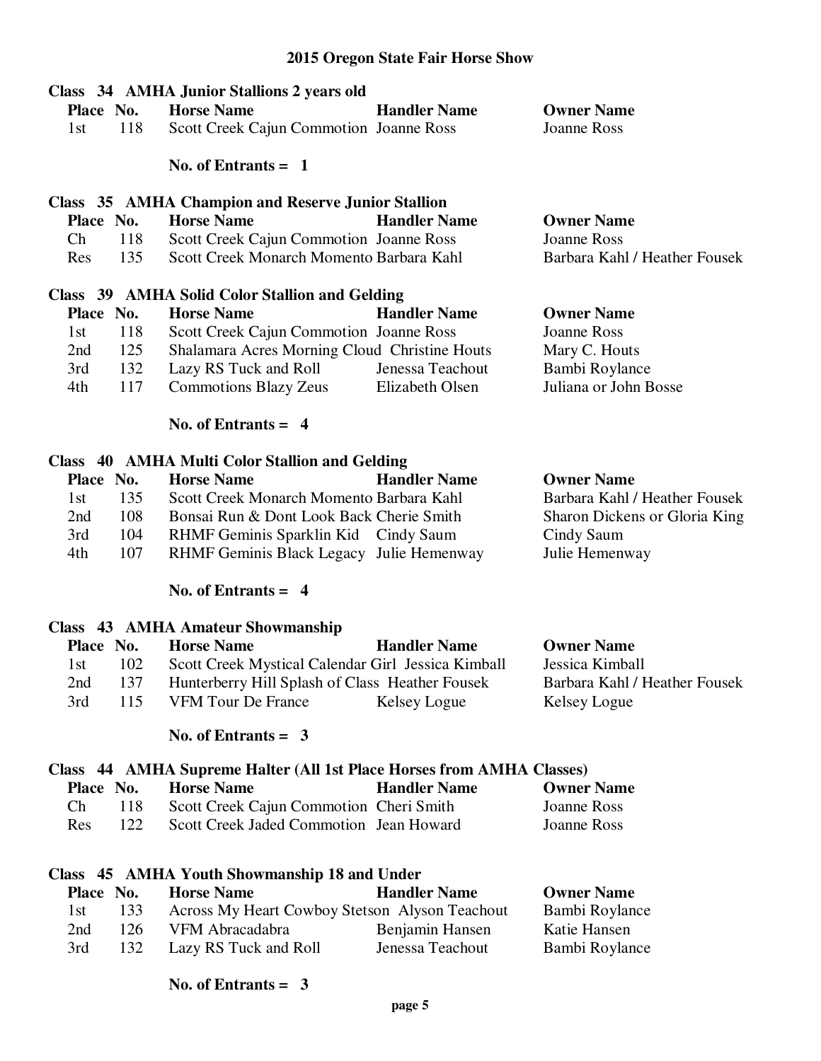# 2015 Oregon State Fair Horse Show

### Class 34 AMHA Junior Stallions 2 years old

| Place | No. | Horse Name | Handler Name | Owner Name |
|---|---|---|---|---|
| 1st | 118 | Scott Creek Cajun Commotion | Joanne Ross | Joanne Ross |

**No. of Entrants = 1**

### Class 35 AMHA Champion and Reserve Junior Stallion

| Place | No. | Horse Name | Handler Name | Owner Name |
|---|---|---|---|---|
| Ch | 118 | Scott Creek Cajun Commotion | Joanne Ross | Joanne Ross |
| Res | 135 | Scott Creek Monarch Momento | Barbara Kahl | Barbara Kahl / Heather Fousek |

### Class 39 AMHA Solid Color Stallion and Gelding

| Place | No. | Horse Name | Handler Name | Owner Name |
|---|---|---|---|---|
| 1st | 118 | Scott Creek Cajun Commotion | Joanne Ross | Joanne Ross |
| 2nd | 125 | Shalamara Acres Morning Cloud | Christine Houts | Mary C. Houts |
| 3rd | 132 | Lazy RS Tuck and Roll | Jenessa Teachout | Bambi Roylance |
| 4th | 117 | Commotions Blazy Zeus | Elizabeth Olsen | Juliana or John Bosse |

**No. of Entrants = 4**

### Class 40 AMHA Multi Color Stallion and Gelding

| Place | No. | Horse Name | Handler Name | Owner Name |
|---|---|---|---|---|
| 1st | 135 | Scott Creek Monarch Momento | Barbara Kahl | Barbara Kahl / Heather Fousek |
| 2nd | 108 | Bonsai Run & Dont Look Back | Cherie Smith | Sharon Dickens or Gloria King |
| 3rd | 104 | RHMF Geminis Sparklin Kid | Cindy Saum | Cindy Saum |
| 4th | 107 | RHMF Geminis Black Legacy | Julie Hemenway | Julie Hemenway |

**No. of Entrants = 4**

### Class 43 AMHA Amateur Showmanship

| Place | No. | Horse Name | Handler Name | Owner Name |
|---|---|---|---|---|
| 1st | 102 | Scott Creek Mystical Calendar Girl | Jessica Kimball | Jessica Kimball |
| 2nd | 137 | Hunterberry Hill Splash of Class | Heather Fousek | Barbara Kahl / Heather Fousek |
| 3rd | 115 | VFM Tour De France | Kelsey Logue | Kelsey Logue |

**No. of Entrants = 3**

### Class 44 AMHA Supreme Halter (All 1st Place Horses from AMHA Classes)

| Place | No. | Horse Name | Handler Name | Owner Name |
|---|---|---|---|---|
| Ch | 118 | Scott Creek Cajun Commotion | Cheri Smith | Joanne Ross |
| Res | 122 | Scott Creek Jaded Commotion | Jean Howard | Joanne Ross |

### Class 45 AMHA Youth Showmanship 18 and Under

| Place | No. | Horse Name | Handler Name | Owner Name |
|---|---|---|---|---|
| 1st | 133 | Across My Heart Cowboy Stetson | Alyson Teachout | Bambi Roylance |
| 2nd | 126 | VFM Abracadabra | Benjamin Hansen | Katie Hansen |
| 3rd | 132 | Lazy RS Tuck and Roll | Jenessa Teachout | Bambi Roylance |

**No. of Entrants = 3**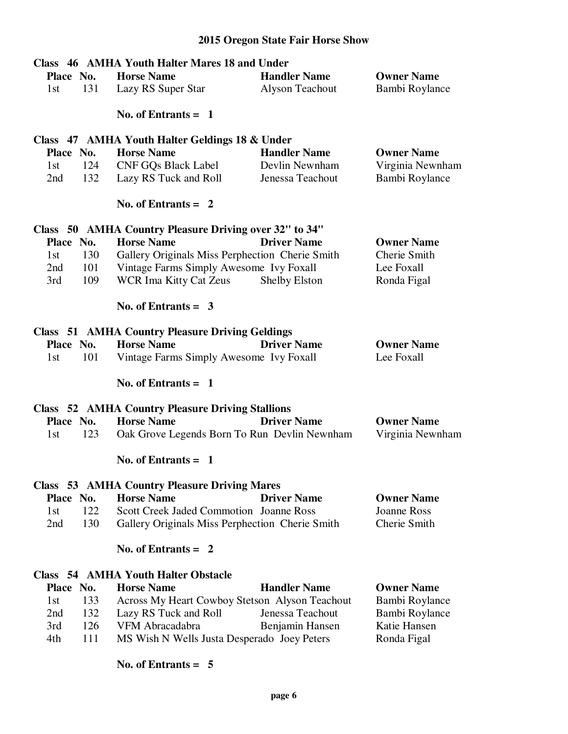## 2015 Oregon State Fair Horse Show

### Class 46 AMHA Youth Halter Mares 18 and Under

| Place | No. | Horse Name | Handler Name | Owner Name |
|---|---|---|---|---|
| 1st | 131 | Lazy RS Super Star | Alyson Teachout | Bambi Roylance |

**No. of Entrants = 1**

### Class 47 AMHA Youth Halter Geldings 18 & Under

| Place | No. | Horse Name | Handler Name | Owner Name |
|---|---|---|---|---|
| 1st | 124 | CNF GQs Black Label | Devlin Newnham | Virginia Newnham |
| 2nd | 132 | Lazy RS Tuck and Roll | Jenessa Teachout | Bambi Roylance |

**No. of Entrants = 2**

### Class 50 AMHA Country Pleasure Driving over 32" to 34"

| Place | No. | Horse Name | Driver Name | Owner Name |
|---|---|---|---|---|
| 1st | 130 | Gallery Originals Miss Perphection | Cherie Smith | Cherie Smith |
| 2nd | 101 | Vintage Farms Simply Awesome | Ivy Foxall | Lee Foxall |
| 3rd | 109 | WCR Ima Kitty Cat Zeus | Shelby Elston | Ronda Figal |

**No. of Entrants = 3**

### Class 51 AMHA Country Pleasure Driving Geldings

| Place | No. | Horse Name | Driver Name | Owner Name |
|---|---|---|---|---|
| 1st | 101 | Vintage Farms Simply Awesome | Ivy Foxall | Lee Foxall |

**No. of Entrants = 1**

### Class 52 AMHA Country Pleasure Driving Stallions

| Place | No. | Horse Name | Driver Name | Owner Name |
|---|---|---|---|---|
| 1st | 123 | Oak Grove Legends Born To Run | Devlin Newnham | Virginia Newnham |

**No. of Entrants = 1**

### Class 53 AMHA Country Pleasure Driving Mares

| Place | No. | Horse Name | Driver Name | Owner Name |
|---|---|---|---|---|
| 1st | 122 | Scott Creek Jaded Commotion | Joanne Ross | Joanne Ross |
| 2nd | 130 | Gallery Originals Miss Perphection | Cherie Smith | Cherie Smith |

**No. of Entrants = 2**

### Class 54 AMHA Youth Halter Obstacle

| Place | No. | Horse Name | Handler Name | Owner Name |
|---|---|---|---|---|
| 1st | 133 | Across My Heart Cowboy Stetson | Alyson Teachout | Bambi Roylance |
| 2nd | 132 | Lazy RS Tuck and Roll | Jenessa Teachout | Bambi Roylance |
| 3rd | 126 | VFM Abracadabra | Benjamin Hansen | Katie Hansen |
| 4th | 111 | MS Wish N Wells Justa Desperado | Joey Peters | Ronda Figal |

**No. of Entrants = 5**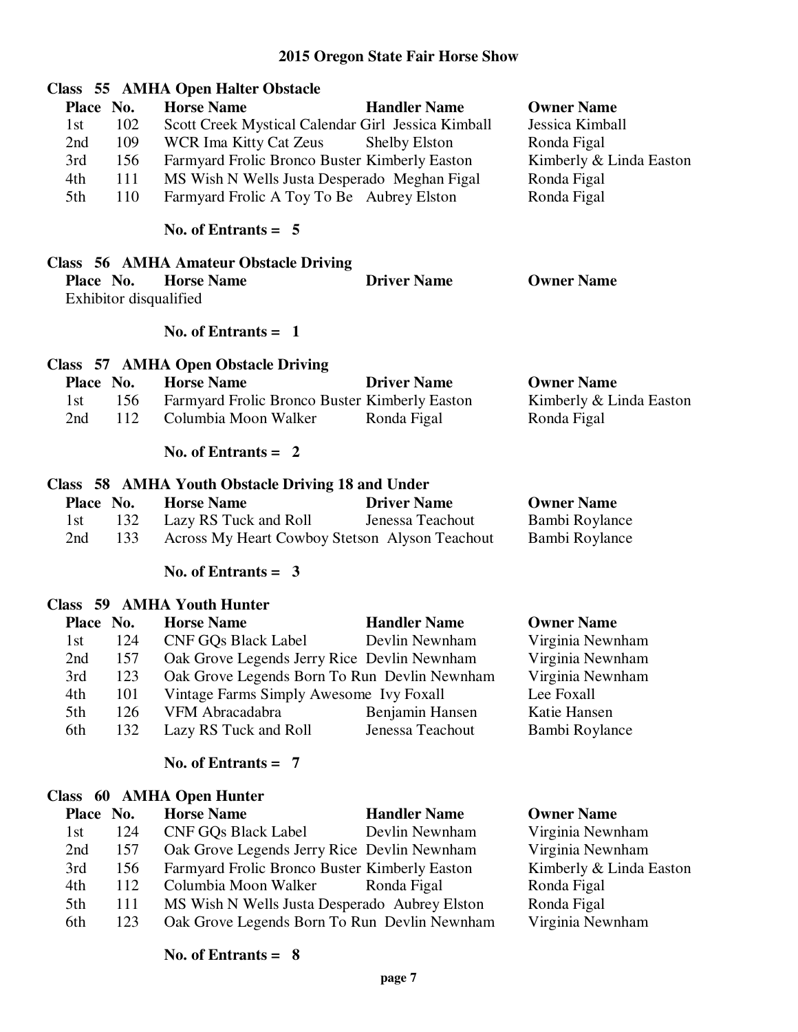# 2015 Oregon State Fair Horse Show

## Class 55 AMHA Open Halter Obstacle

| Place | No. | Horse Name | Handler Name | Owner Name |
|---|---|---|---|---|
| 1st | 102 | Scott Creek Mystical Calendar Girl | Jessica Kimball | Jessica Kimball |
| 2nd | 109 | WCR Ima Kitty Cat Zeus | Shelby Elston | Ronda Figal |
| 3rd | 156 | Farmyard Frolic Bronco Buster | Kimberly Easton | Kimberly & Linda Easton |
| 4th | 111 | MS Wish N Wells Justa Desperado | Meghan Figal | Ronda Figal |
| 5th | 110 | Farmyard Frolic A Toy To Be | Aubrey Elston | Ronda Figal |

**No. of Entrants = 5**

## Class 56 AMHA Amateur Obstacle Driving

| Place | No. | Horse Name | Driver Name | Owner Name |
|---|---|---|---|---|
| Exhibitor disqualified | | | | |

**No. of Entrants = 1**

## Class 57 AMHA Open Obstacle Driving

| Place | No. | Horse Name | Driver Name | Owner Name |
|---|---|---|---|---|
| 1st | 156 | Farmyard Frolic Bronco Buster | Kimberly Easton | Kimberly & Linda Easton |
| 2nd | 112 | Columbia Moon Walker | Ronda Figal | Ronda Figal |

**No. of Entrants = 2**

## Class 58 AMHA Youth Obstacle Driving 18 and Under

| Place | No. | Horse Name | Driver Name | Owner Name |
|---|---|---|---|---|
| 1st | 132 | Lazy RS Tuck and Roll | Jenessa Teachout | Bambi Roylance |
| 2nd | 133 | Across My Heart Cowboy Stetson | Alyson Teachout | Bambi Roylance |

**No. of Entrants = 3**

## Class 59 AMHA Youth Hunter

| Place | No. | Horse Name | Handler Name | Owner Name |
|---|---|---|---|---|
| 1st | 124 | CNF GQs Black Label | Devlin Newnham | Virginia Newnham |
| 2nd | 157 | Oak Grove Legends Jerry Rice | Devlin Newnham | Virginia Newnham |
| 3rd | 123 | Oak Grove Legends Born To Run | Devlin Newnham | Virginia Newnham |
| 4th | 101 | Vintage Farms Simply Awesome | Ivy Foxall | Lee Foxall |
| 5th | 126 | VFM Abracadabra | Benjamin Hansen | Katie Hansen |
| 6th | 132 | Lazy RS Tuck and Roll | Jenessa Teachout | Bambi Roylance |

**No. of Entrants = 7**

## Class 60 AMHA Open Hunter

| Place | No. | Horse Name | Handler Name | Owner Name |
|---|---|---|---|---|
| 1st | 124 | CNF GQs Black Label | Devlin Newnham | Virginia Newnham |
| 2nd | 157 | Oak Grove Legends Jerry Rice | Devlin Newnham | Virginia Newnham |
| 3rd | 156 | Farmyard Frolic Bronco Buster | Kimberly Easton | Kimberly & Linda Easton |
| 4th | 112 | Columbia Moon Walker | Ronda Figal | Ronda Figal |
| 5th | 111 | MS Wish N Wells Justa Desperado | Aubrey Elston | Ronda Figal |
| 6th | 123 | Oak Grove Legends Born To Run | Devlin Newnham | Virginia Newnham |

**No. of Entrants = 8**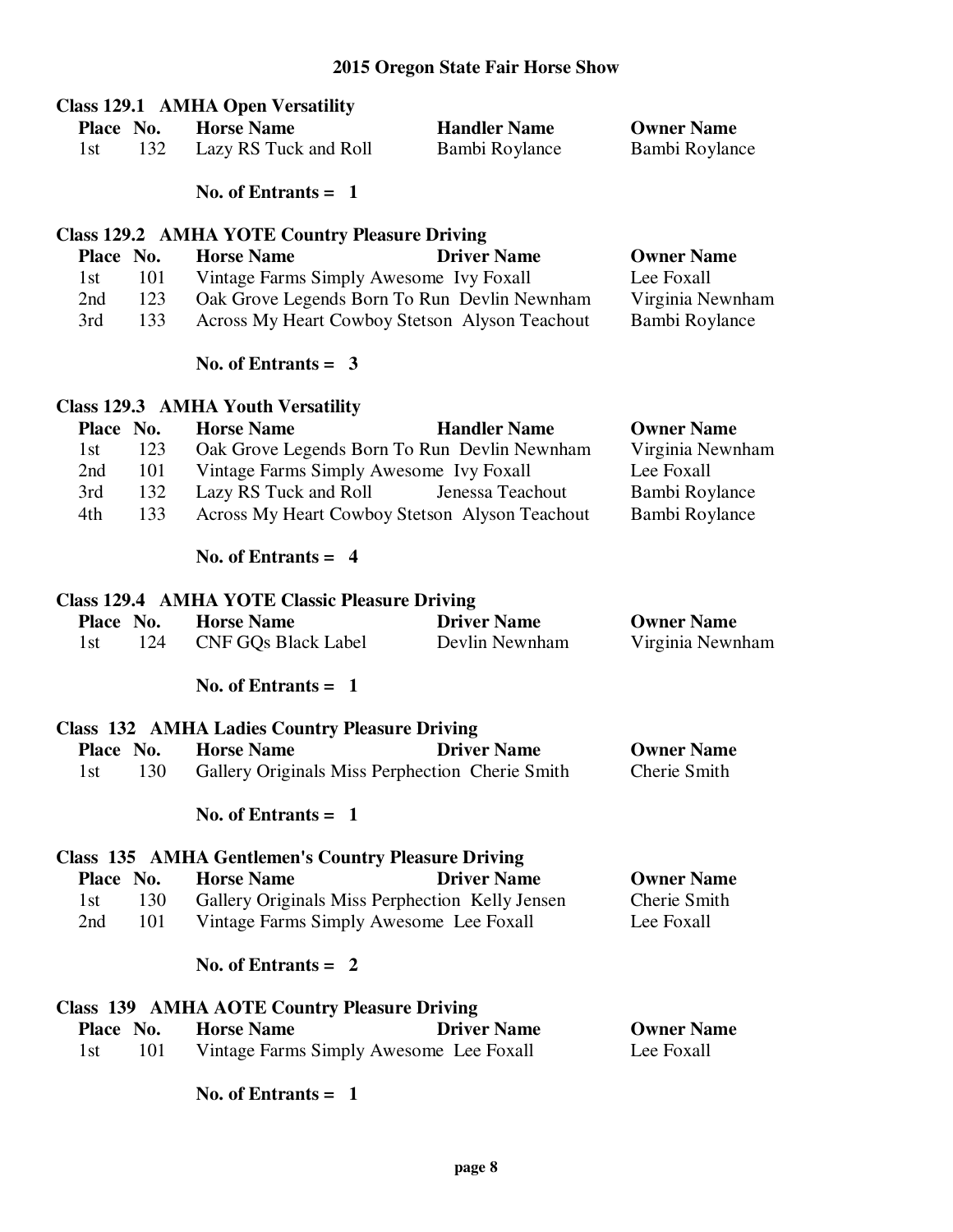# 2015 Oregon State Fair Horse Show

## Class 129.1 AMHA Open Versatility

| Place | No. | Horse Name | Handler Name | Owner Name |
| --- | --- | --- | --- | --- |
| 1st | 132 | Lazy RS Tuck and Roll | Bambi Roylance | Bambi Roylance |

**No. of Entrants = 1**

## Class 129.2 AMHA YOTE Country Pleasure Driving

| Place | No. | Horse Name | Driver Name | Owner Name |
| --- | --- | --- | --- | --- |
| 1st | 101 | Vintage Farms Simply Awesome | Ivy Foxall | Lee Foxall |
| 2nd | 123 | Oak Grove Legends Born To Run | Devlin Newnham | Virginia Newnham |
| 3rd | 133 | Across My Heart Cowboy Stetson | Alyson Teachout | Bambi Roylance |

**No. of Entrants = 3**

## Class 129.3 AMHA Youth Versatility

| Place | No. | Horse Name | Handler Name | Owner Name |
| --- | --- | --- | --- | --- |
| 1st | 123 | Oak Grove Legends Born To Run | Devlin Newnham | Virginia Newnham |
| 2nd | 101 | Vintage Farms Simply Awesome | Ivy Foxall | Lee Foxall |
| 3rd | 132 | Lazy RS Tuck and Roll | Jenessa Teachout | Bambi Roylance |
| 4th | 133 | Across My Heart Cowboy Stetson | Alyson Teachout | Bambi Roylance |

**No. of Entrants = 4**

## Class 129.4 AMHA YOTE Classic Pleasure Driving

| Place | No. | Horse Name | Driver Name | Owner Name |
| --- | --- | --- | --- | --- |
| 1st | 124 | CNF GQs Black Label | Devlin Newnham | Virginia Newnham |

**No. of Entrants = 1**

## Class 132 AMHA Ladies Country Pleasure Driving

| Place | No. | Horse Name | Driver Name | Owner Name |
| --- | --- | --- | --- | --- |
| 1st | 130 | Gallery Originals Miss Perphection | Cherie Smith | Cherie Smith |

**No. of Entrants = 1**

## Class 135 AMHA Gentlemen's Country Pleasure Driving

| Place | No. | Horse Name | Driver Name | Owner Name |
| --- | --- | --- | --- | --- |
| 1st | 130 | Gallery Originals Miss Perphection | Kelly Jensen | Cherie Smith |
| 2nd | 101 | Vintage Farms Simply Awesome | Lee Foxall | Lee Foxall |

**No. of Entrants = 2**

## Class 139 AMHA AOTE Country Pleasure Driving

| Place | No. | Horse Name | Driver Name | Owner Name |
| --- | --- | --- | --- | --- |
| 1st | 101 | Vintage Farms Simply Awesome | Lee Foxall | Lee Foxall |

**No. of Entrants = 1**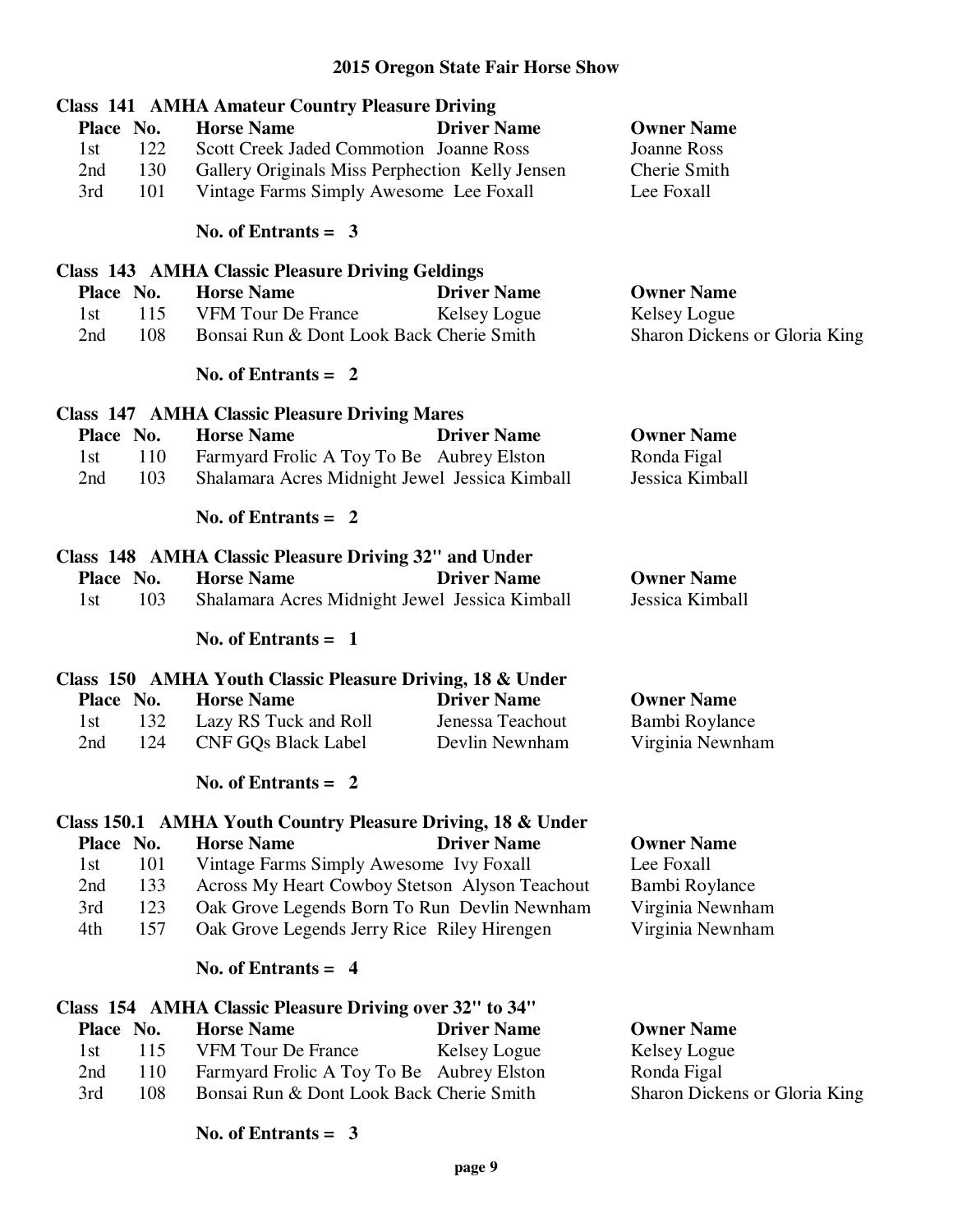# 2015 Oregon State Fair Horse Show

## Class 141 AMHA Amateur Country Pleasure Driving

| Place | No. | Horse Name | Driver Name | Owner Name |
|---|---|---|---|---|
| 1st | 122 | Scott Creek Jaded Commotion | Joanne Ross | Joanne Ross |
| 2nd | 130 | Gallery Originals Miss Perphection | Kelly Jensen | Cherie Smith |
| 3rd | 101 | Vintage Farms Simply Awesome | Lee Foxall | Lee Foxall |

**No. of Entrants = 3**

## Class 143 AMHA Classic Pleasure Driving Geldings

| Place | No. | Horse Name | Driver Name | Owner Name |
|---|---|---|---|---|
| 1st | 115 | VFM Tour De France | Kelsey Logue | Kelsey Logue |
| 2nd | 108 | Bonsai Run & Dont Look Back | Cherie Smith | Sharon Dickens or Gloria King |

**No. of Entrants = 2**

## Class 147 AMHA Classic Pleasure Driving Mares

| Place | No. | Horse Name | Driver Name | Owner Name |
|---|---|---|---|---|
| 1st | 110 | Farmyard Frolic A Toy To Be | Aubrey Elston | Ronda Figal |
| 2nd | 103 | Shalamara Acres Midnight Jewel | Jessica Kimball | Jessica Kimball |

**No. of Entrants = 2**

## Class 148 AMHA Classic Pleasure Driving 32" and Under

| Place | No. | Horse Name | Driver Name | Owner Name |
|---|---|---|---|---|
| 1st | 103 | Shalamara Acres Midnight Jewel | Jessica Kimball | Jessica Kimball |

**No. of Entrants = 1**

## Class 150 AMHA Youth Classic Pleasure Driving, 18 & Under

| Place | No. | Horse Name | Driver Name | Owner Name |
|---|---|---|---|---|
| 1st | 132 | Lazy RS Tuck and Roll | Jenessa Teachout | Bambi Roylance |
| 2nd | 124 | CNF GQs Black Label | Devlin Newnham | Virginia Newnham |

**No. of Entrants = 2**

## Class 150.1 AMHA Youth Country Pleasure Driving, 18 & Under

| Place | No. | Horse Name | Driver Name | Owner Name |
|---|---|---|---|---|
| 1st | 101 | Vintage Farms Simply Awesome | Ivy Foxall | Lee Foxall |
| 2nd | 133 | Across My Heart Cowboy Stetson | Alyson Teachout | Bambi Roylance |
| 3rd | 123 | Oak Grove Legends Born To Run | Devlin Newnham | Virginia Newnham |
| 4th | 157 | Oak Grove Legends Jerry Rice | Riley Hirengen | Virginia Newnham |

**No. of Entrants = 4**

## Class 154 AMHA Classic Pleasure Driving over 32" to 34"

| Place | No. | Horse Name | Driver Name | Owner Name |
|---|---|---|---|---|
| 1st | 115 | VFM Tour De France | Kelsey Logue | Kelsey Logue |
| 2nd | 110 | Farmyard Frolic A Toy To Be | Aubrey Elston | Ronda Figal |
| 3rd | 108 | Bonsai Run & Dont Look Back | Cherie Smith | Sharon Dickens or Gloria King |

**No. of Entrants = 3**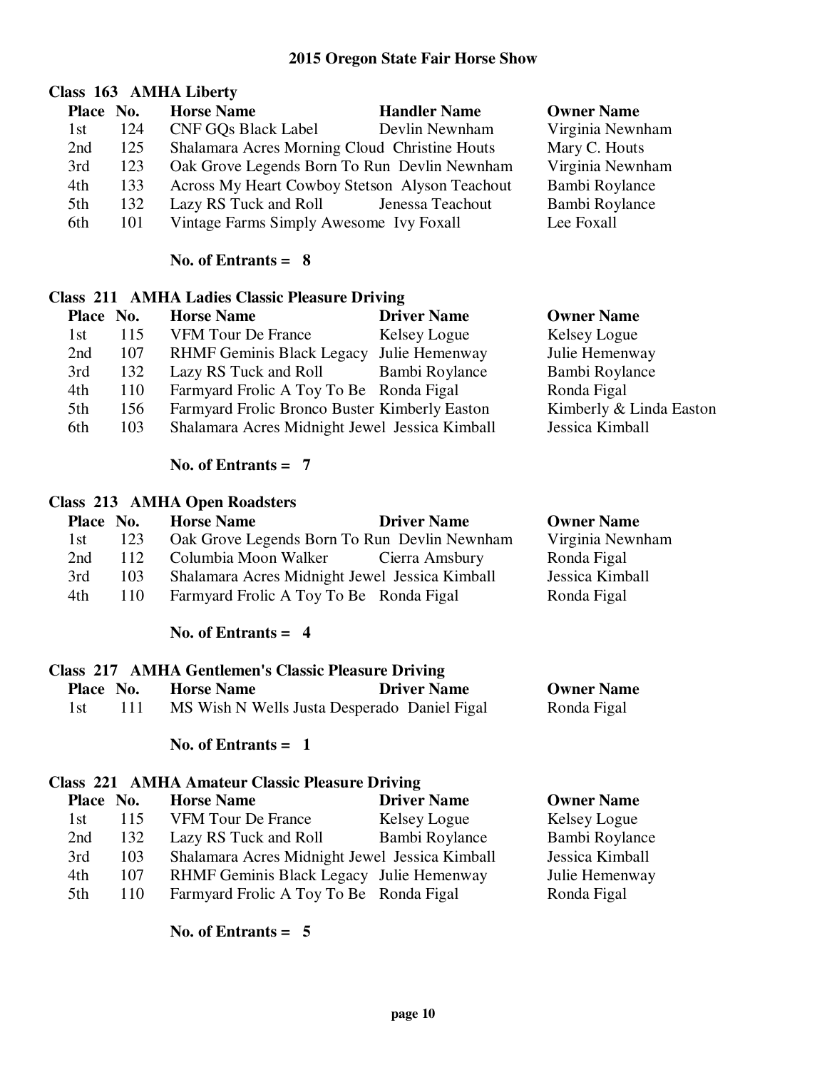# 2015 Oregon State Fair Horse Show

## Class 163 AMHA Liberty

| Place | No. | Horse Name | Handler Name | Owner Name |
|---|---|---|---|---|
| 1st | 124 | CNF GQs Black Label | Devlin Newnham | Virginia Newnham |
| 2nd | 125 | Shalamara Acres Morning Cloud | Christine Houts | Mary C. Houts |
| 3rd | 123 | Oak Grove Legends Born To Run | Devlin Newnham | Virginia Newnham |
| 4th | 133 | Across My Heart Cowboy Stetson | Alyson Teachout | Bambi Roylance |
| 5th | 132 | Lazy RS Tuck and Roll | Jenessa Teachout | Bambi Roylance |
| 6th | 101 | Vintage Farms Simply Awesome | Ivy Foxall | Lee Foxall |

**No. of Entrants = 8**

## Class 211 AMHA Ladies Classic Pleasure Driving

| Place | No. | Horse Name | Driver Name | Owner Name |
|---|---|---|---|---|
| 1st | 115 | VFM Tour De France | Kelsey Logue | Kelsey Logue |
| 2nd | 107 | RHMF Geminis Black Legacy | Julie Hemenway | Julie Hemenway |
| 3rd | 132 | Lazy RS Tuck and Roll | Bambi Roylance | Bambi Roylance |
| 4th | 110 | Farmyard Frolic A Toy To Be | Ronda Figal | Ronda Figal |
| 5th | 156 | Farmyard Frolic Bronco Buster | Kimberly Easton | Kimberly & Linda Easton |
| 6th | 103 | Shalamara Acres Midnight Jewel | Jessica Kimball | Jessica Kimball |

**No. of Entrants = 7**

## Class 213 AMHA Open Roadsters

| Place | No. | Horse Name | Driver Name | Owner Name |
|---|---|---|---|---|
| 1st | 123 | Oak Grove Legends Born To Run | Devlin Newnham | Virginia Newnham |
| 2nd | 112 | Columbia Moon Walker | Cierra Amsbury | Ronda Figal |
| 3rd | 103 | Shalamara Acres Midnight Jewel | Jessica Kimball | Jessica Kimball |
| 4th | 110 | Farmyard Frolic A Toy To Be | Ronda Figal | Ronda Figal |

**No. of Entrants = 4**

## Class 217 AMHA Gentlemen's Classic Pleasure Driving

| Place | No. | Horse Name | Driver Name | Owner Name |
|---|---|---|---|---|
| 1st | 111 | MS Wish N Wells Justa Desperado | Daniel Figal | Ronda Figal |

**No. of Entrants = 1**

## Class 221 AMHA Amateur Classic Pleasure Driving

| Place | No. | Horse Name | Driver Name | Owner Name |
|---|---|---|---|---|
| 1st | 115 | VFM Tour De France | Kelsey Logue | Kelsey Logue |
| 2nd | 132 | Lazy RS Tuck and Roll | Bambi Roylance | Bambi Roylance |
| 3rd | 103 | Shalamara Acres Midnight Jewel | Jessica Kimball | Jessica Kimball |
| 4th | 107 | RHMF Geminis Black Legacy | Julie Hemenway | Julie Hemenway |
| 5th | 110 | Farmyard Frolic A Toy To Be | Ronda Figal | Ronda Figal |

**No. of Entrants = 5**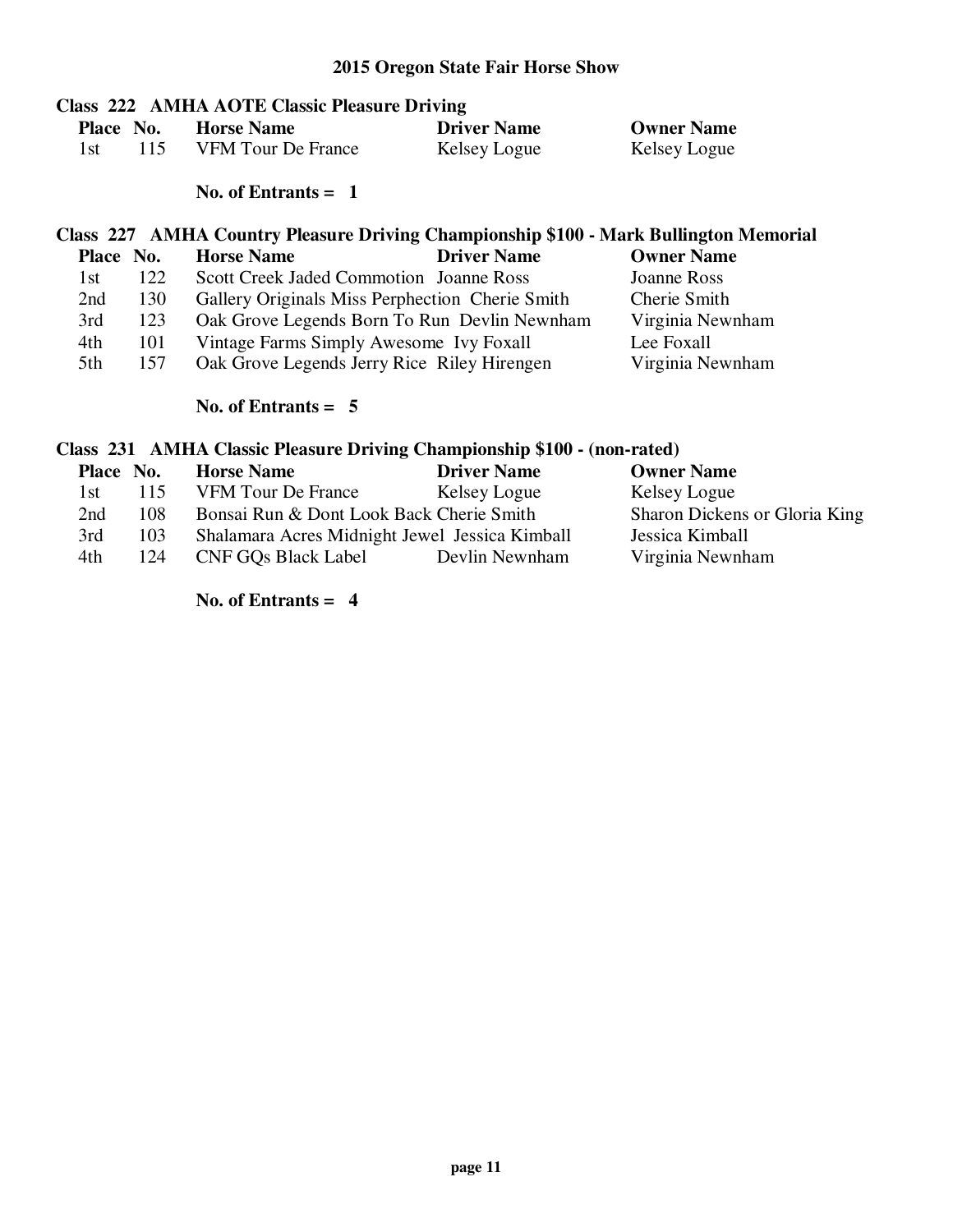# 2015 Oregon State Fair Horse Show

## Class 222 AMHA AOTE Classic Pleasure Driving

| Place | No. | Horse Name | Driver Name | Owner Name |
|---|---|---|---|---|
| 1st | 115 | VFM Tour De France | Kelsey Logue | Kelsey Logue |

**No. of Entrants = 1**

## Class 227 AMHA Country Pleasure Driving Championship $100 - Mark Bullington Memorial

| Place | No. | Horse Name | Driver Name | Owner Name |
|---|---|---|---|---|
| 1st | 122 | Scott Creek Jaded Commotion | Joanne Ross | Joanne Ross |
| 2nd | 130 | Gallery Originals Miss Perphection | Cherie Smith | Cherie Smith |
| 3rd | 123 | Oak Grove Legends Born To Run | Devlin Newnham | Virginia Newnham |
| 4th | 101 | Vintage Farms Simply Awesome | Ivy Foxall | Lee Foxall |
| 5th | 157 | Oak Grove Legends Jerry Rice | Riley Hirengen | Virginia Newnham |

**No. of Entrants = 5**

## Class 231 AMHA Classic Pleasure Driving Championship $100 - (non-rated)

| Place | No. | Horse Name | Driver Name | Owner Name |
|---|---|---|---|---|
| 1st | 115 | VFM Tour De France | Kelsey Logue | Kelsey Logue |
| 2nd | 108 | Bonsai Run & Dont Look Back | Cherie Smith | Sharon Dickens or Gloria King |
| 3rd | 103 | Shalamara Acres Midnight Jewel | Jessica Kimball | Jessica Kimball |
| 4th | 124 | CNF GQs Black Label | Devlin Newnham | Virginia Newnham |

**No. of Entrants = 4**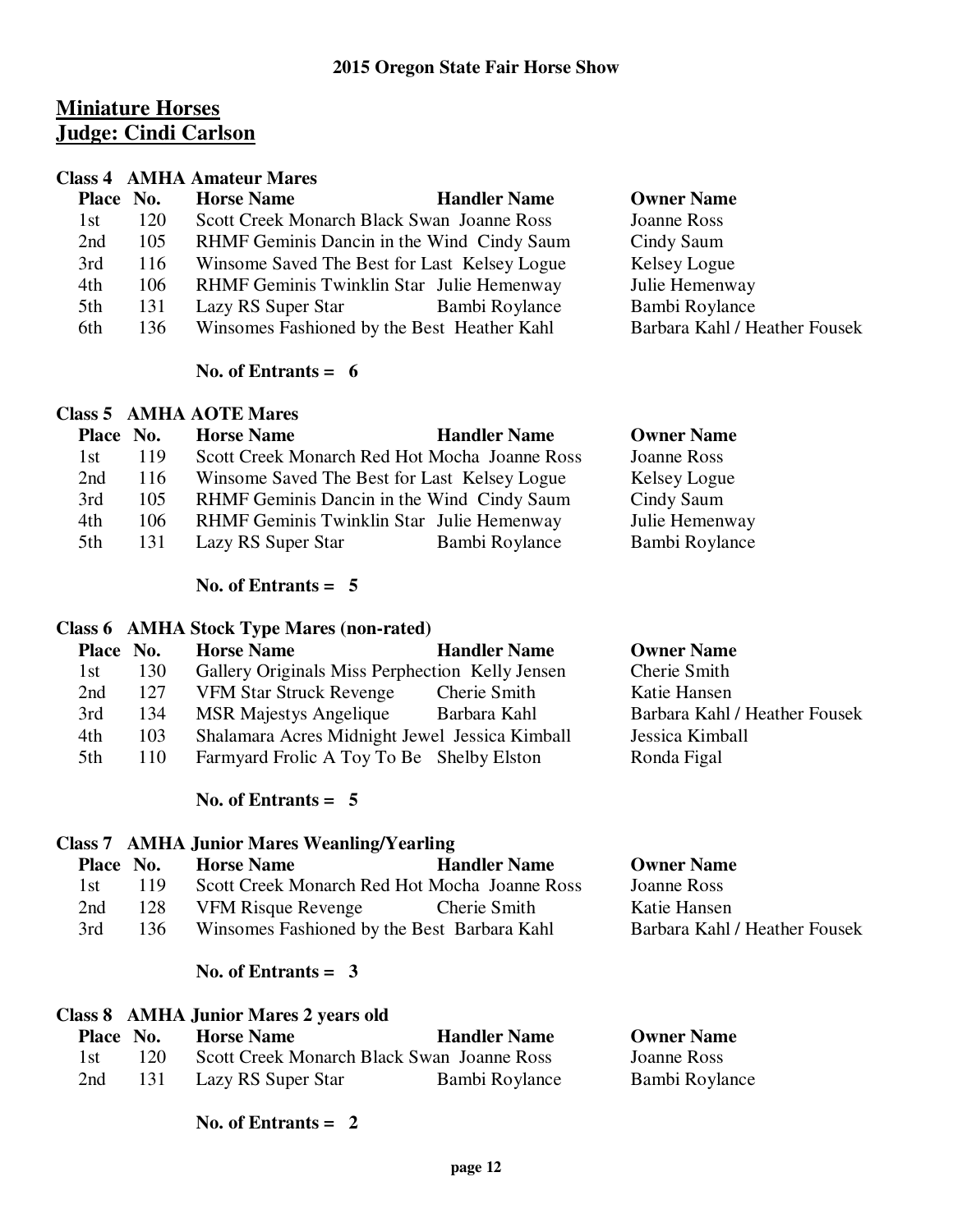## Miniature Horses
## Judge: Cindi Carlson

### Class 4 AMHA Amateur Mares

| Place | No. | Horse Name | Handler Name | Owner Name |
|---|---|---|---|---|
| 1st | 120 | Scott Creek Monarch Black Swan | Joanne Ross | Joanne Ross |
| 2nd | 105 | RHMF Geminis Dancin in the Wind | Cindy Saum | Cindy Saum |
| 3rd | 116 | Winsome Saved The Best for Last | Kelsey Logue | Kelsey Logue |
| 4th | 106 | RHMF Geminis Twinklin Star | Julie Hemenway | Julie Hemenway |
| 5th | 131 | Lazy RS Super Star | Bambi Roylance | Bambi Roylance |
| 6th | 136 | Winsomes Fashioned by the Best | Heather Kahl | Barbara Kahl / Heather Fousek |

**No. of Entrants = 6**

### Class 5 AMHA AOTE Mares

| Place | No. | Horse Name | Handler Name | Owner Name |
|---|---|---|---|---|
| 1st | 119 | Scott Creek Monarch Red Hot Mocha | Joanne Ross | Joanne Ross |
| 2nd | 116 | Winsome Saved The Best for Last | Kelsey Logue | Kelsey Logue |
| 3rd | 105 | RHMF Geminis Dancin in the Wind | Cindy Saum | Cindy Saum |
| 4th | 106 | RHMF Geminis Twinklin Star | Julie Hemenway | Julie Hemenway |
| 5th | 131 | Lazy RS Super Star | Bambi Roylance | Bambi Roylance |

**No. of Entrants = 5**

### Class 6 AMHA Stock Type Mares (non-rated)

| Place | No. | Horse Name | Handler Name | Owner Name |
|---|---|---|---|---|
| 1st | 130 | Gallery Originals Miss Perphection | Kelly Jensen | Cherie Smith |
| 2nd | 127 | VFM Star Struck Revenge | Cherie Smith | Katie Hansen |
| 3rd | 134 | MSR Majestys Angelique | Barbara Kahl | Barbara Kahl / Heather Fousek |
| 4th | 103 | Shalamara Acres Midnight Jewel | Jessica Kimball | Jessica Kimball |
| 5th | 110 | Farmyard Frolic A Toy To Be | Shelby Elston | Ronda Figal |

**No. of Entrants = 5**

### Class 7 AMHA Junior Mares Weanling/Yearling

| Place | No. | Horse Name | Handler Name | Owner Name |
|---|---|---|---|---|
| 1st | 119 | Scott Creek Monarch Red Hot Mocha | Joanne Ross | Joanne Ross |
| 2nd | 128 | VFM Risque Revenge | Cherie Smith | Katie Hansen |
| 3rd | 136 | Winsomes Fashioned by the Best | Barbara Kahl | Barbara Kahl / Heather Fousek |

**No. of Entrants = 3**

### Class 8 AMHA Junior Mares 2 years old

| Place | No. | Horse Name | Handler Name | Owner Name |
|---|---|---|---|---|
| 1st | 120 | Scott Creek Monarch Black Swan | Joanne Ross | Joanne Ross |
| 2nd | 131 | Lazy RS Super Star | Bambi Roylance | Bambi Roylance |

**No. of Entrants = 2**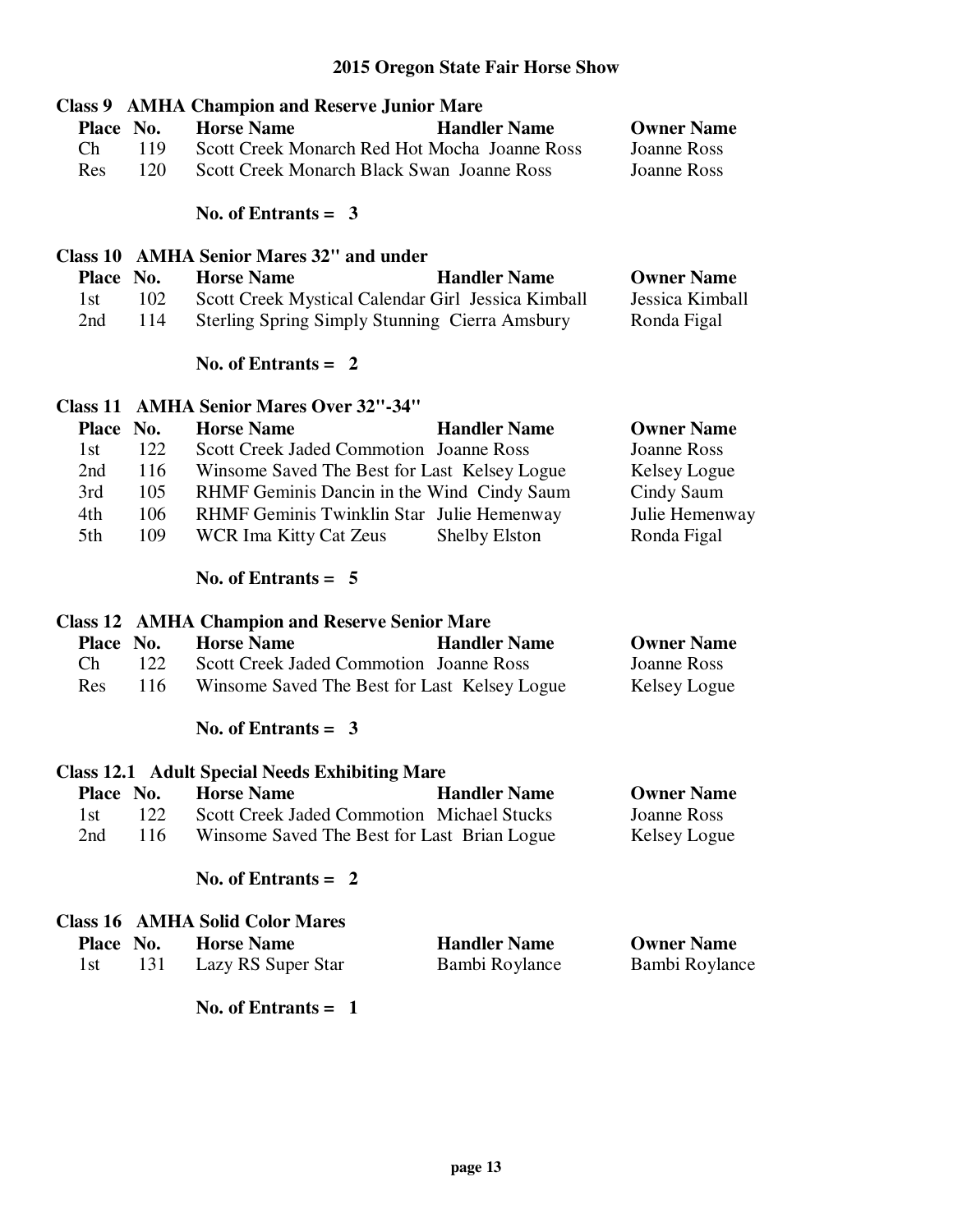# 2015 Oregon State Fair Horse Show

## Class 9 AMHA Champion and Reserve Junior Mare

| Place | No. | Horse Name | Handler Name | Owner Name |
|---|---|---|---|---|
| Ch | 119 | Scott Creek Monarch Red Hot Mocha | Joanne Ross | Joanne Ross |
| Res | 120 | Scott Creek Monarch Black Swan | Joanne Ross | Joanne Ross |

**No. of Entrants = 3**

## Class 10 AMHA Senior Mares 32" and under

| Place | No. | Horse Name | Handler Name | Owner Name |
|---|---|---|---|---|
| 1st | 102 | Scott Creek Mystical Calendar Girl | Jessica Kimball | Jessica Kimball |
| 2nd | 114 | Sterling Spring Simply Stunning | Cierra Amsbury | Ronda Figal |

**No. of Entrants = 2**

## Class 11 AMHA Senior Mares Over 32"-34"

| Place | No. | Horse Name | Handler Name | Owner Name |
|---|---|---|---|---|
| 1st | 122 | Scott Creek Jaded Commotion | Joanne Ross | Joanne Ross |
| 2nd | 116 | Winsome Saved The Best for Last | Kelsey Logue | Kelsey Logue |
| 3rd | 105 | RHMF Geminis Dancin in the Wind | Cindy Saum | Cindy Saum |
| 4th | 106 | RHMF Geminis Twinklin Star | Julie Hemenway | Julie Hemenway |
| 5th | 109 | WCR Ima Kitty Cat Zeus | Shelby Elston | Ronda Figal |

**No. of Entrants = 5**

## Class 12 AMHA Champion and Reserve Senior Mare

| Place | No. | Horse Name | Handler Name | Owner Name |
|---|---|---|---|---|
| Ch | 122 | Scott Creek Jaded Commotion | Joanne Ross | Joanne Ross |
| Res | 116 | Winsome Saved The Best for Last | Kelsey Logue | Kelsey Logue |

**No. of Entrants = 3**

## Class 12.1 Adult Special Needs Exhibiting Mare

| Place | No. | Horse Name | Handler Name | Owner Name |
|---|---|---|---|---|
| 1st | 122 | Scott Creek Jaded Commotion | Michael Stucks | Joanne Ross |
| 2nd | 116 | Winsome Saved The Best for Last | Brian Logue | Kelsey Logue |

**No. of Entrants = 2**

## Class 16 AMHA Solid Color Mares

| Place | No. | Horse Name | Handler Name | Owner Name |
|---|---|---|---|---|
| 1st | 131 | Lazy RS Super Star | Bambi Roylance | Bambi Roylance |

**No. of Entrants = 1**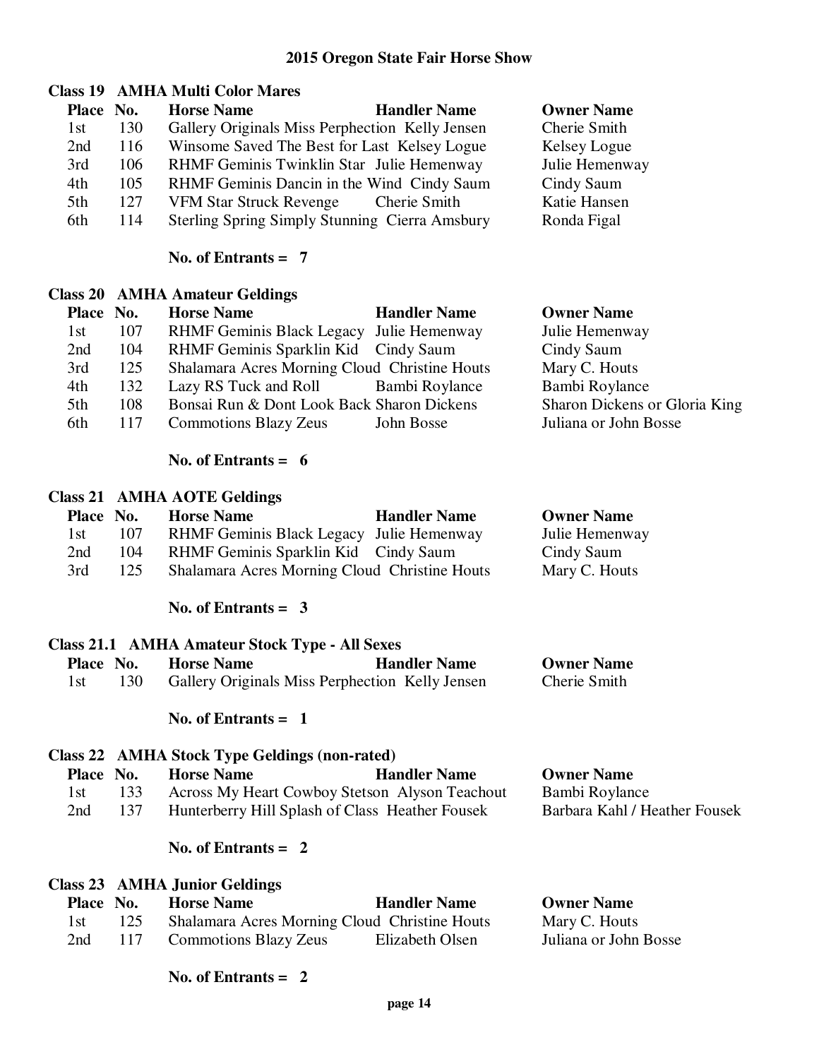# 2015 Oregon State Fair Horse Show

## Class 19 AMHA Multi Color Mares

| Place | No. | Horse Name | Handler Name | Owner Name |
|---|---|---|---|---|
| 1st | 130 | Gallery Originals Miss Perphection | Kelly Jensen | Cherie Smith |
| 2nd | 116 | Winsome Saved The Best for Last | Kelsey Logue | Kelsey Logue |
| 3rd | 106 | RHMF Geminis Twinklin Star | Julie Hemenway | Julie Hemenway |
| 4th | 105 | RHMF Geminis Dancin in the Wind | Cindy Saum | Cindy Saum |
| 5th | 127 | VFM Star Struck Revenge | Cherie Smith | Katie Hansen |
| 6th | 114 | Sterling Spring Simply Stunning | Cierra Amsbury | Ronda Figal |

**No. of Entrants = 7**

## Class 20 AMHA Amateur Geldings

| Place | No. | Horse Name | Handler Name | Owner Name |
|---|---|---|---|---|
| 1st | 107 | RHMF Geminis Black Legacy | Julie Hemenway | Julie Hemenway |
| 2nd | 104 | RHMF Geminis Sparklin Kid | Cindy Saum | Cindy Saum |
| 3rd | 125 | Shalamara Acres Morning Cloud | Christine Houts | Mary C. Houts |
| 4th | 132 | Lazy RS Tuck and Roll | Bambi Roylance | Bambi Roylance |
| 5th | 108 | Bonsai Run & Dont Look Back | Sharon Dickens | Sharon Dickens or Gloria King |
| 6th | 117 | Commotions Blazy Zeus | John Bosse | Juliana or John Bosse |

**No. of Entrants = 6**

## Class 21 AMHA AOTE Geldings

| Place | No. | Horse Name | Handler Name | Owner Name |
|---|---|---|---|---|
| 1st | 107 | RHMF Geminis Black Legacy | Julie Hemenway | Julie Hemenway |
| 2nd | 104 | RHMF Geminis Sparklin Kid | Cindy Saum | Cindy Saum |
| 3rd | 125 | Shalamara Acres Morning Cloud | Christine Houts | Mary C. Houts |

**No. of Entrants = 3**

## Class 21.1 AMHA Amateur Stock Type - All Sexes

| Place | No. | Horse Name | Handler Name | Owner Name |
|---|---|---|---|---|
| 1st | 130 | Gallery Originals Miss Perphection | Kelly Jensen | Cherie Smith |

**No. of Entrants = 1**

## Class 22 AMHA Stock Type Geldings (non-rated)

| Place | No. | Horse Name | Handler Name | Owner Name |
|---|---|---|---|---|
| 1st | 133 | Across My Heart Cowboy Stetson | Alyson Teachout | Bambi Roylance |
| 2nd | 137 | Hunterberry Hill Splash of Class | Heather Fousek | Barbara Kahl / Heather Fousek |

**No. of Entrants = 2**

## Class 23 AMHA Junior Geldings

| Place | No. | Horse Name | Handler Name | Owner Name |
|---|---|---|---|---|
| 1st | 125 | Shalamara Acres Morning Cloud | Christine Houts | Mary C. Houts |
| 2nd | 117 | Commotions Blazy Zeus | Elizabeth Olsen | Juliana or John Bosse |

**No. of Entrants = 2**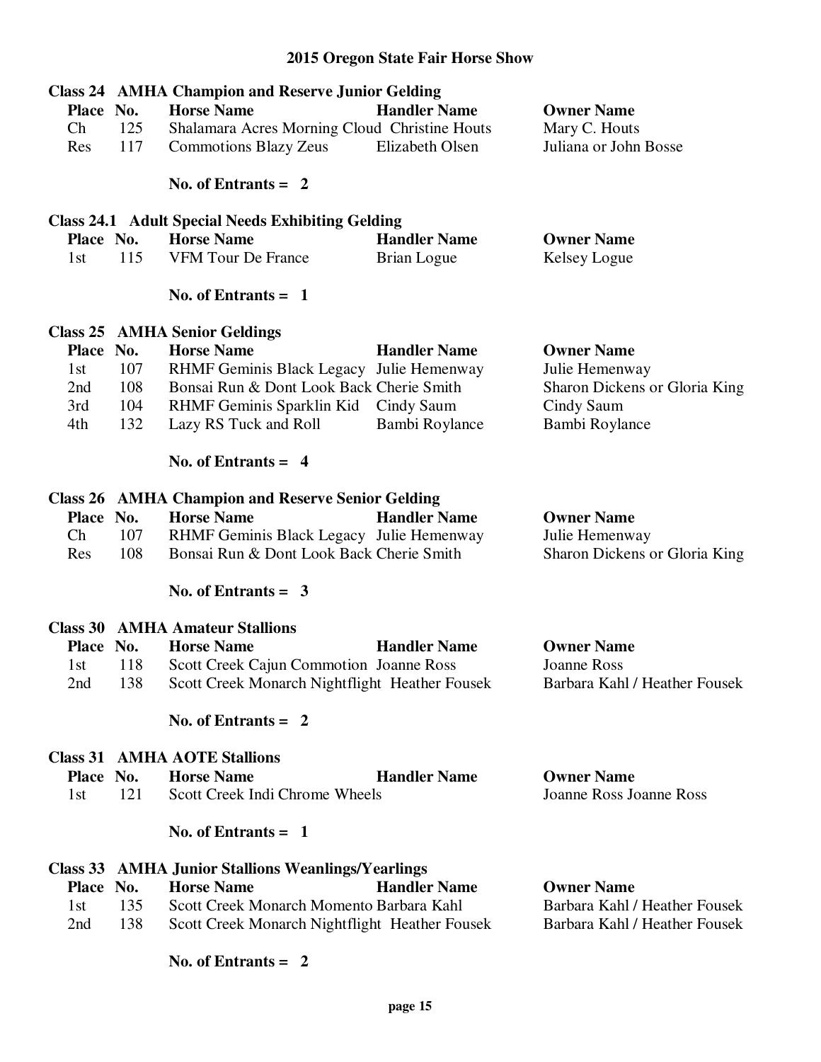# 2015 Oregon State Fair Horse Show

## Class 24 AMHA Champion and Reserve Junior Gelding

| Place | No. | Horse Name | Handler Name | Owner Name |
|---|---|---|---|---|
| Ch | 125 | Shalamara Acres Morning Cloud | Christine Houts | Mary C. Houts |
| Res | 117 | Commotions Blazy Zeus | Elizabeth Olsen | Juliana or John Bosse |

**No. of Entrants = 2**

## Class 24.1 Adult Special Needs Exhibiting Gelding

| Place | No. | Horse Name | Handler Name | Owner Name |
|---|---|---|---|---|
| 1st | 115 | VFM Tour De France | Brian Logue | Kelsey Logue |

**No. of Entrants = 1**

## Class 25 AMHA Senior Geldings

| Place | No. | Horse Name | Handler Name | Owner Name |
|---|---|---|---|---|
| 1st | 107 | RHMF Geminis Black Legacy | Julie Hemenway | Julie Hemenway |
| 2nd | 108 | Bonsai Run & Dont Look Back | Cherie Smith | Sharon Dickens or Gloria King |
| 3rd | 104 | RHMF Geminis Sparklin Kid | Cindy Saum | Cindy Saum |
| 4th | 132 | Lazy RS Tuck and Roll | Bambi Roylance | Bambi Roylance |

**No. of Entrants = 4**

## Class 26 AMHA Champion and Reserve Senior Gelding

| Place | No. | Horse Name | Handler Name | Owner Name |
|---|---|---|---|---|
| Ch | 107 | RHMF Geminis Black Legacy | Julie Hemenway | Julie Hemenway |
| Res | 108 | Bonsai Run & Dont Look Back | Cherie Smith | Sharon Dickens or Gloria King |

**No. of Entrants = 3**

## Class 30 AMHA Amateur Stallions

| Place | No. | Horse Name | Handler Name | Owner Name |
|---|---|---|---|---|
| 1st | 118 | Scott Creek Cajun Commotion | Joanne Ross | Joanne Ross |
| 2nd | 138 | Scott Creek Monarch Nightflight | Heather Fousek | Barbara Kahl / Heather Fousek |

**No. of Entrants = 2**

## Class 31 AMHA AOTE Stallions

| Place | No. | Horse Name | Handler Name | Owner Name |
|---|---|---|---|---|
| 1st | 121 | Scott Creek Indi Chrome Wheels | | Joanne Ross Joanne Ross |

**No. of Entrants = 1**

## Class 33 AMHA Junior Stallions Weanlings/Yearlings

| Place | No. | Horse Name | Handler Name | Owner Name |
|---|---|---|---|---|
| 1st | 135 | Scott Creek Monarch Momento | Barbara Kahl | Barbara Kahl / Heather Fousek |
| 2nd | 138 | Scott Creek Monarch Nightflight | Heather Fousek | Barbara Kahl / Heather Fousek |

**No. of Entrants = 2**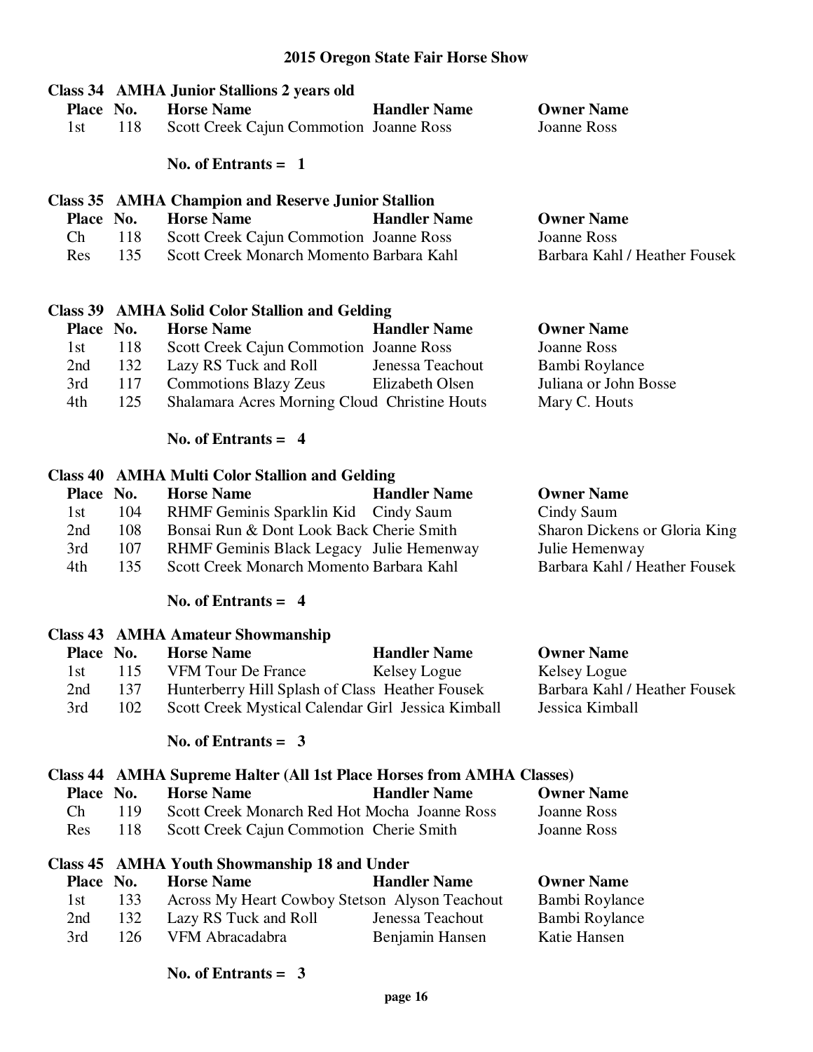# 2015 Oregon State Fair Horse Show

## Class 34 AMHA Junior Stallions 2 years old

| Place | No. | Horse Name | Handler Name | Owner Name |
|---|---|---|---|---|
| 1st | 118 | Scott Creek Cajun Commotion | Joanne Ross | Joanne Ross |

**No. of Entrants = 1**

## Class 35 AMHA Champion and Reserve Junior Stallion

| Place | No. | Horse Name | Handler Name | Owner Name |
|---|---|---|---|---|
| Ch | 118 | Scott Creek Cajun Commotion | Joanne Ross | Joanne Ross |
| Res | 135 | Scott Creek Monarch Momento | Barbara Kahl | Barbara Kahl / Heather Fousek |

## Class 39 AMHA Solid Color Stallion and Gelding

| Place | No. | Horse Name | Handler Name | Owner Name |
|---|---|---|---|---|
| 1st | 118 | Scott Creek Cajun Commotion | Joanne Ross | Joanne Ross |
| 2nd | 132 | Lazy RS Tuck and Roll | Jenessa Teachout | Bambi Roylance |
| 3rd | 117 | Commotions Blazy Zeus | Elizabeth Olsen | Juliana or John Bosse |
| 4th | 125 | Shalamara Acres Morning Cloud | Christine Houts | Mary C. Houts |

**No. of Entrants = 4**

## Class 40 AMHA Multi Color Stallion and Gelding

| Place | No. | Horse Name | Handler Name | Owner Name |
|---|---|---|---|---|
| 1st | 104 | RHMF Geminis Sparklin Kid | Cindy Saum | Cindy Saum |
| 2nd | 108 | Bonsai Run & Dont Look Back | Cherie Smith | Sharon Dickens or Gloria King |
| 3rd | 107 | RHMF Geminis Black Legacy | Julie Hemenway | Julie Hemenway |
| 4th | 135 | Scott Creek Monarch Momento | Barbara Kahl | Barbara Kahl / Heather Fousek |

**No. of Entrants = 4**

## Class 43 AMHA Amateur Showmanship

| Place | No. | Horse Name | Handler Name | Owner Name |
|---|---|---|---|---|
| 1st | 115 | VFM Tour De France | Kelsey Logue | Kelsey Logue |
| 2nd | 137 | Hunterberry Hill Splash of Class | Heather Fousek | Barbara Kahl / Heather Fousek |
| 3rd | 102 | Scott Creek Mystical Calendar Girl | Jessica Kimball | Jessica Kimball |

**No. of Entrants = 3**

## Class 44 AMHA Supreme Halter (All 1st Place Horses from AMHA Classes)

| Place | No. | Horse Name | Handler Name | Owner Name |
|---|---|---|---|---|
| Ch | 119 | Scott Creek Monarch Red Hot Mocha | Joanne Ross | Joanne Ross |
| Res | 118 | Scott Creek Cajun Commotion | Cherie Smith | Joanne Ross |

## Class 45 AMHA Youth Showmanship 18 and Under

| Place | No. | Horse Name | Handler Name | Owner Name |
|---|---|---|---|---|
| 1st | 133 | Across My Heart Cowboy Stetson | Alyson Teachout | Bambi Roylance |
| 2nd | 132 | Lazy RS Tuck and Roll | Jenessa Teachout | Bambi Roylance |
| 3rd | 126 | VFM Abracadabra | Benjamin Hansen | Katie Hansen |

**No. of Entrants = 3**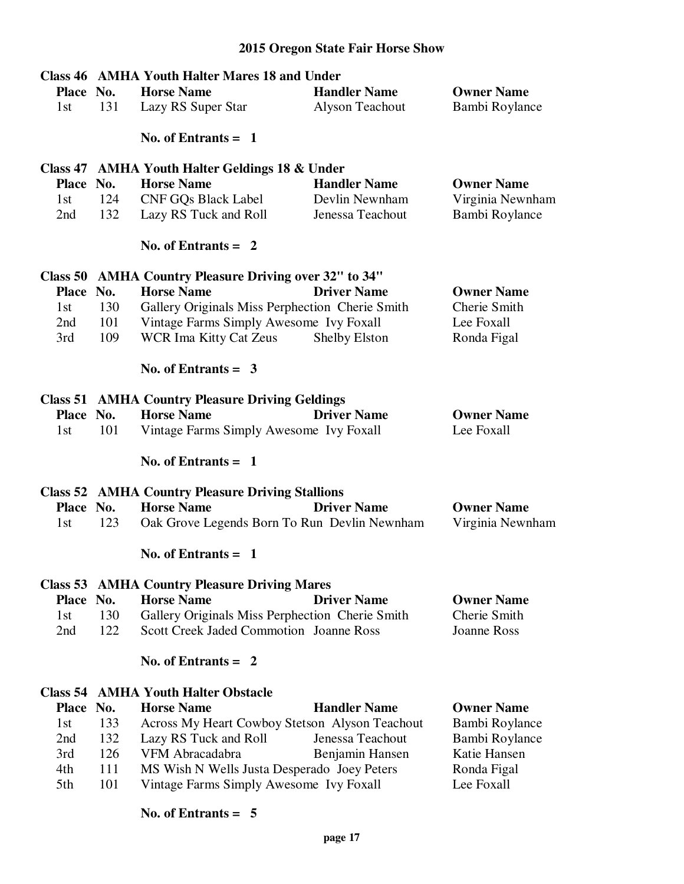# 2015 Oregon State Fair Horse Show

## Class 46 AMHA Youth Halter Mares 18 and Under

| Place | No. | Horse Name | Handler Name | Owner Name |
|---|---|---|---|---|
| 1st | 131 | Lazy RS Super Star | Alyson Teachout | Bambi Roylance |

**No. of Entrants = 1**

## Class 47 AMHA Youth Halter Geldings 18 & Under

| Place | No. | Horse Name | Handler Name | Owner Name |
|---|---|---|---|---|
| 1st | 124 | CNF GQs Black Label | Devlin Newnham | Virginia Newnham |
| 2nd | 132 | Lazy RS Tuck and Roll | Jenessa Teachout | Bambi Roylance |

**No. of Entrants = 2**

## Class 50 AMHA Country Pleasure Driving over 32" to 34"

| Place | No. | Horse Name | Driver Name | Owner Name |
|---|---|---|---|---|
| 1st | 130 | Gallery Originals Miss Perphection | Cherie Smith | Cherie Smith |
| 2nd | 101 | Vintage Farms Simply Awesome | Ivy Foxall | Lee Foxall |
| 3rd | 109 | WCR Ima Kitty Cat Zeus | Shelby Elston | Ronda Figal |

**No. of Entrants = 3**

## Class 51 AMHA Country Pleasure Driving Geldings

| Place | No. | Horse Name | Driver Name | Owner Name |
|---|---|---|---|---|
| 1st | 101 | Vintage Farms Simply Awesome | Ivy Foxall | Lee Foxall |

**No. of Entrants = 1**

## Class 52 AMHA Country Pleasure Driving Stallions

| Place | No. | Horse Name | Driver Name | Owner Name |
|---|---|---|---|---|
| 1st | 123 | Oak Grove Legends Born To Run | Devlin Newnham | Virginia Newnham |

**No. of Entrants = 1**

## Class 53 AMHA Country Pleasure Driving Mares

| Place | No. | Horse Name | Driver Name | Owner Name |
|---|---|---|---|---|
| 1st | 130 | Gallery Originals Miss Perphection | Cherie Smith | Cherie Smith |
| 2nd | 122 | Scott Creek Jaded Commotion | Joanne Ross | Joanne Ross |

**No. of Entrants = 2**

## Class 54 AMHA Youth Halter Obstacle

| Place | No. | Horse Name | Handler Name | Owner Name |
|---|---|---|---|---|
| 1st | 133 | Across My Heart Cowboy Stetson | Alyson Teachout | Bambi Roylance |
| 2nd | 132 | Lazy RS Tuck and Roll | Jenessa Teachout | Bambi Roylance |
| 3rd | 126 | VFM Abracadabra | Benjamin Hansen | Katie Hansen |
| 4th | 111 | MS Wish N Wells Justa Desperado | Joey Peters | Ronda Figal |
| 5th | 101 | Vintage Farms Simply Awesome | Ivy Foxall | Lee Foxall |

**No. of Entrants = 5**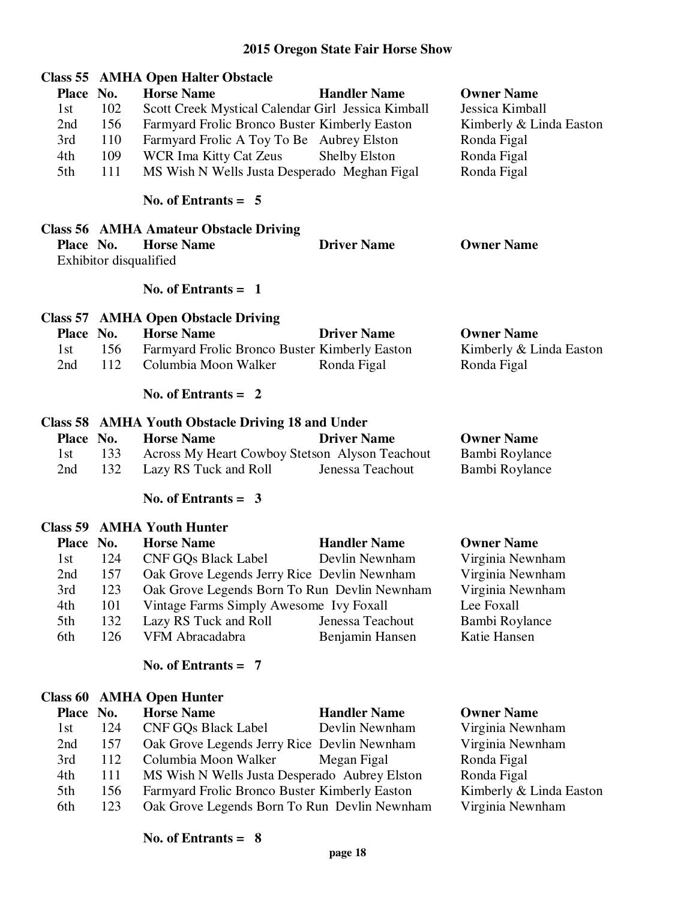# 2015 Oregon State Fair Horse Show

## Class 55 AMHA Open Halter Obstacle

| Place | No. | Horse Name | Handler Name | Owner Name |
|---|---|---|---|---|
| 1st | 102 | Scott Creek Mystical Calendar Girl | Jessica Kimball | Jessica Kimball |
| 2nd | 156 | Farmyard Frolic Bronco Buster | Kimberly Easton | Kimberly & Linda Easton |
| 3rd | 110 | Farmyard Frolic A Toy To Be | Aubrey Elston | Ronda Figal |
| 4th | 109 | WCR Ima Kitty Cat Zeus | Shelby Elston | Ronda Figal |
| 5th | 111 | MS Wish N Wells Justa Desperado | Meghan Figal | Ronda Figal |

**No. of Entrants = 5**

## Class 56 AMHA Amateur Obstacle Driving

| Place | No. | Horse Name | Driver Name | Owner Name |
|---|---|---|---|---|

Exhibitor disqualified

**No. of Entrants = 1**

## Class 57 AMHA Open Obstacle Driving

| Place | No. | Horse Name | Driver Name | Owner Name |
|---|---|---|---|---|
| 1st | 156 | Farmyard Frolic Bronco Buster | Kimberly Easton | Kimberly & Linda Easton |
| 2nd | 112 | Columbia Moon Walker | Ronda Figal | Ronda Figal |

**No. of Entrants = 2**

## Class 58 AMHA Youth Obstacle Driving 18 and Under

| Place | No. | Horse Name | Driver Name | Owner Name |
|---|---|---|---|---|
| 1st | 133 | Across My Heart Cowboy Stetson | Alyson Teachout | Bambi Roylance |
| 2nd | 132 | Lazy RS Tuck and Roll | Jenessa Teachout | Bambi Roylance |

**No. of Entrants = 3**

## Class 59 AMHA Youth Hunter

| Place | No. | Horse Name | Handler Name | Owner Name |
|---|---|---|---|---|
| 1st | 124 | CNF GQs Black Label | Devlin Newnham | Virginia Newnham |
| 2nd | 157 | Oak Grove Legends Jerry Rice | Devlin Newnham | Virginia Newnham |
| 3rd | 123 | Oak Grove Legends Born To Run | Devlin Newnham | Virginia Newnham |
| 4th | 101 | Vintage Farms Simply Awesome | Ivy Foxall | Lee Foxall |
| 5th | 132 | Lazy RS Tuck and Roll | Jenessa Teachout | Bambi Roylance |
| 6th | 126 | VFM Abracadabra | Benjamin Hansen | Katie Hansen |

**No. of Entrants = 7**

## Class 60 AMHA Open Hunter

| Place | No. | Horse Name | Handler Name | Owner Name |
|---|---|---|---|---|
| 1st | 124 | CNF GQs Black Label | Devlin Newnham | Virginia Newnham |
| 2nd | 157 | Oak Grove Legends Jerry Rice | Devlin Newnham | Virginia Newnham |
| 3rd | 112 | Columbia Moon Walker | Megan Figal | Ronda Figal |
| 4th | 111 | MS Wish N Wells Justa Desperado | Aubrey Elston | Ronda Figal |
| 5th | 156 | Farmyard Frolic Bronco Buster | Kimberly Easton | Kimberly & Linda Easton |
| 6th | 123 | Oak Grove Legends Born To Run | Devlin Newnham | Virginia Newnham |

**No. of Entrants = 8**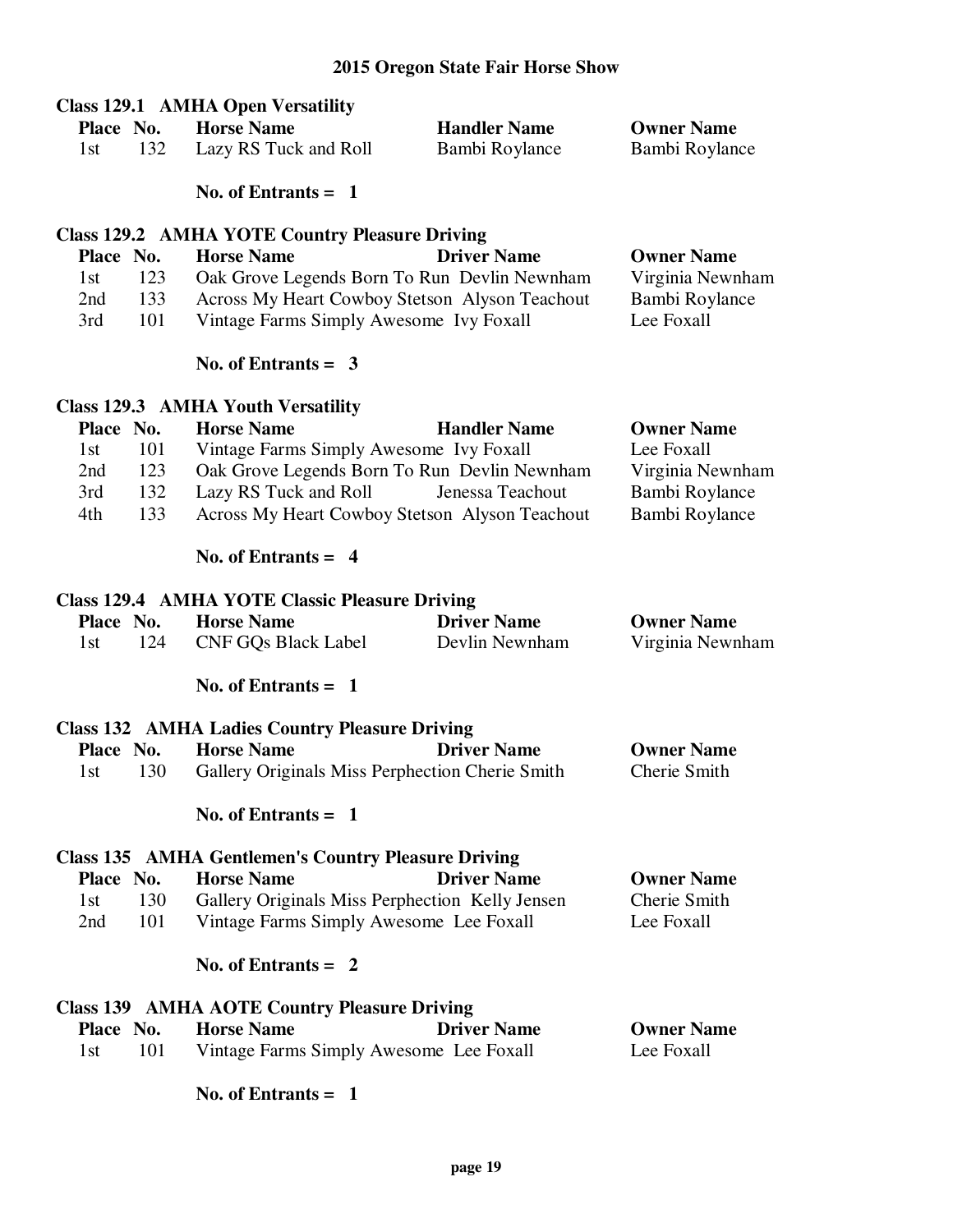# 2015 Oregon State Fair Horse Show

## Class 129.1 AMHA Open Versatility

| Place | No. | Horse Name | Handler Name | Owner Name |
|---|---|---|---|---|
| 1st | 132 | Lazy RS Tuck and Roll | Bambi Roylance | Bambi Roylance |

**No. of Entrants = 1**

## Class 129.2 AMHA YOTE Country Pleasure Driving

| Place | No. | Horse Name | Driver Name | Owner Name |
|---|---|---|---|---|
| 1st | 123 | Oak Grove Legends Born To Run | Devlin Newnham | Virginia Newnham |
| 2nd | 133 | Across My Heart Cowboy Stetson | Alyson Teachout | Bambi Roylance |
| 3rd | 101 | Vintage Farms Simply Awesome | Ivy Foxall | Lee Foxall |

**No. of Entrants = 3**

## Class 129.3 AMHA Youth Versatility

| Place | No. | Horse Name | Handler Name | Owner Name |
|---|---|---|---|---|
| 1st | 101 | Vintage Farms Simply Awesome | Ivy Foxall | Lee Foxall |
| 2nd | 123 | Oak Grove Legends Born To Run | Devlin Newnham | Virginia Newnham |
| 3rd | 132 | Lazy RS Tuck and Roll | Jenessa Teachout | Bambi Roylance |
| 4th | 133 | Across My Heart Cowboy Stetson | Alyson Teachout | Bambi Roylance |

**No. of Entrants = 4**

## Class 129.4 AMHA YOTE Classic Pleasure Driving

| Place | No. | Horse Name | Driver Name | Owner Name |
|---|---|---|---|---|
| 1st | 124 | CNF GQs Black Label | Devlin Newnham | Virginia Newnham |

**No. of Entrants = 1**

## Class 132 AMHA Ladies Country Pleasure Driving

| Place | No. | Horse Name | Driver Name | Owner Name |
|---|---|---|---|---|
| 1st | 130 | Gallery Originals Miss Perphection | Cherie Smith | Cherie Smith |

**No. of Entrants = 1**

## Class 135 AMHA Gentlemen's Country Pleasure Driving

| Place | No. | Horse Name | Driver Name | Owner Name |
|---|---|---|---|---|
| 1st | 130 | Gallery Originals Miss Perphection | Kelly Jensen | Cherie Smith |
| 2nd | 101 | Vintage Farms Simply Awesome | Lee Foxall | Lee Foxall |

**No. of Entrants = 2**

## Class 139 AMHA AOTE Country Pleasure Driving

| Place | No. | Horse Name | Driver Name | Owner Name |
|---|---|---|---|---|
| 1st | 101 | Vintage Farms Simply Awesome | Lee Foxall | Lee Foxall |

**No. of Entrants = 1**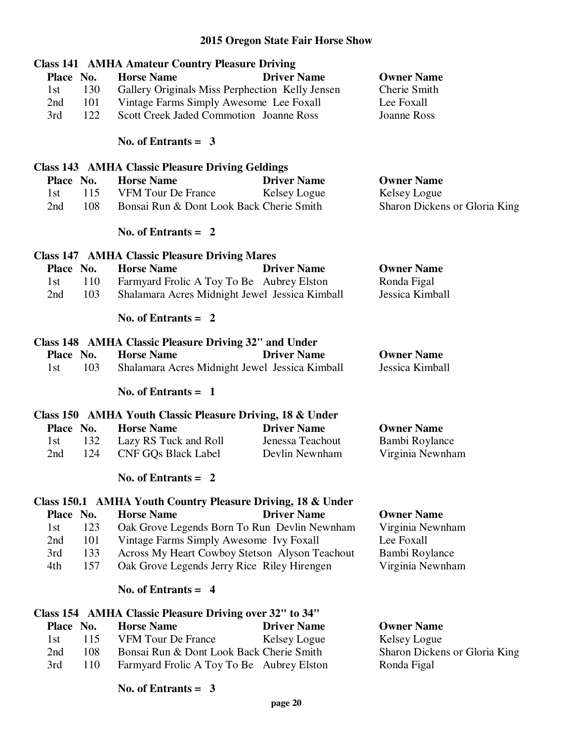# 2015 Oregon State Fair Horse Show

## Class 141 AMHA Amateur Country Pleasure Driving

| Place | No. | Horse Name | Driver Name | Owner Name |
|---|---|---|---|---|
| 1st | 130 | Gallery Originals Miss Perphection | Kelly Jensen | Cherie Smith |
| 2nd | 101 | Vintage Farms Simply Awesome | Lee Foxall | Lee Foxall |
| 3rd | 122 | Scott Creek Jaded Commotion | Joanne Ross | Joanne Ross |

**No. of Entrants = 3**

## Class 143 AMHA Classic Pleasure Driving Geldings

| Place | No. | Horse Name | Driver Name | Owner Name |
|---|---|---|---|---|
| 1st | 115 | VFM Tour De France | Kelsey Logue | Kelsey Logue |
| 2nd | 108 | Bonsai Run & Dont Look Back | Cherie Smith | Sharon Dickens or Gloria King |

**No. of Entrants = 2**

## Class 147 AMHA Classic Pleasure Driving Mares

| Place | No. | Horse Name | Driver Name | Owner Name |
|---|---|---|---|---|
| 1st | 110 | Farmyard Frolic A Toy To Be | Aubrey Elston | Ronda Figal |
| 2nd | 103 | Shalamara Acres Midnight Jewel | Jessica Kimball | Jessica Kimball |

**No. of Entrants = 2**

## Class 148 AMHA Classic Pleasure Driving 32" and Under

| Place | No. | Horse Name | Driver Name | Owner Name |
|---|---|---|---|---|
| 1st | 103 | Shalamara Acres Midnight Jewel | Jessica Kimball | Jessica Kimball |

**No. of Entrants = 1**

## Class 150 AMHA Youth Classic Pleasure Driving, 18 & Under

| Place | No. | Horse Name | Driver Name | Owner Name |
|---|---|---|---|---|
| 1st | 132 | Lazy RS Tuck and Roll | Jenessa Teachout | Bambi Roylance |
| 2nd | 124 | CNF GQs Black Label | Devlin Newnham | Virginia Newnham |

**No. of Entrants = 2**

## Class 150.1 AMHA Youth Country Pleasure Driving, 18 & Under

| Place | No. | Horse Name | Driver Name | Owner Name |
|---|---|---|---|---|
| 1st | 123 | Oak Grove Legends Born To Run | Devlin Newnham | Virginia Newnham |
| 2nd | 101 | Vintage Farms Simply Awesome | Ivy Foxall | Lee Foxall |
| 3rd | 133 | Across My Heart Cowboy Stetson | Alyson Teachout | Bambi Roylance |
| 4th | 157 | Oak Grove Legends Jerry Rice | Riley Hirengen | Virginia Newnham |

**No. of Entrants = 4**

## Class 154 AMHA Classic Pleasure Driving over 32" to 34"

| Place | No. | Horse Name | Driver Name | Owner Name |
|---|---|---|---|---|
| 1st | 115 | VFM Tour De France | Kelsey Logue | Kelsey Logue |
| 2nd | 108 | Bonsai Run & Dont Look Back | Cherie Smith | Sharon Dickens or Gloria King |
| 3rd | 110 | Farmyard Frolic A Toy To Be | Aubrey Elston | Ronda Figal |

**No. of Entrants = 3**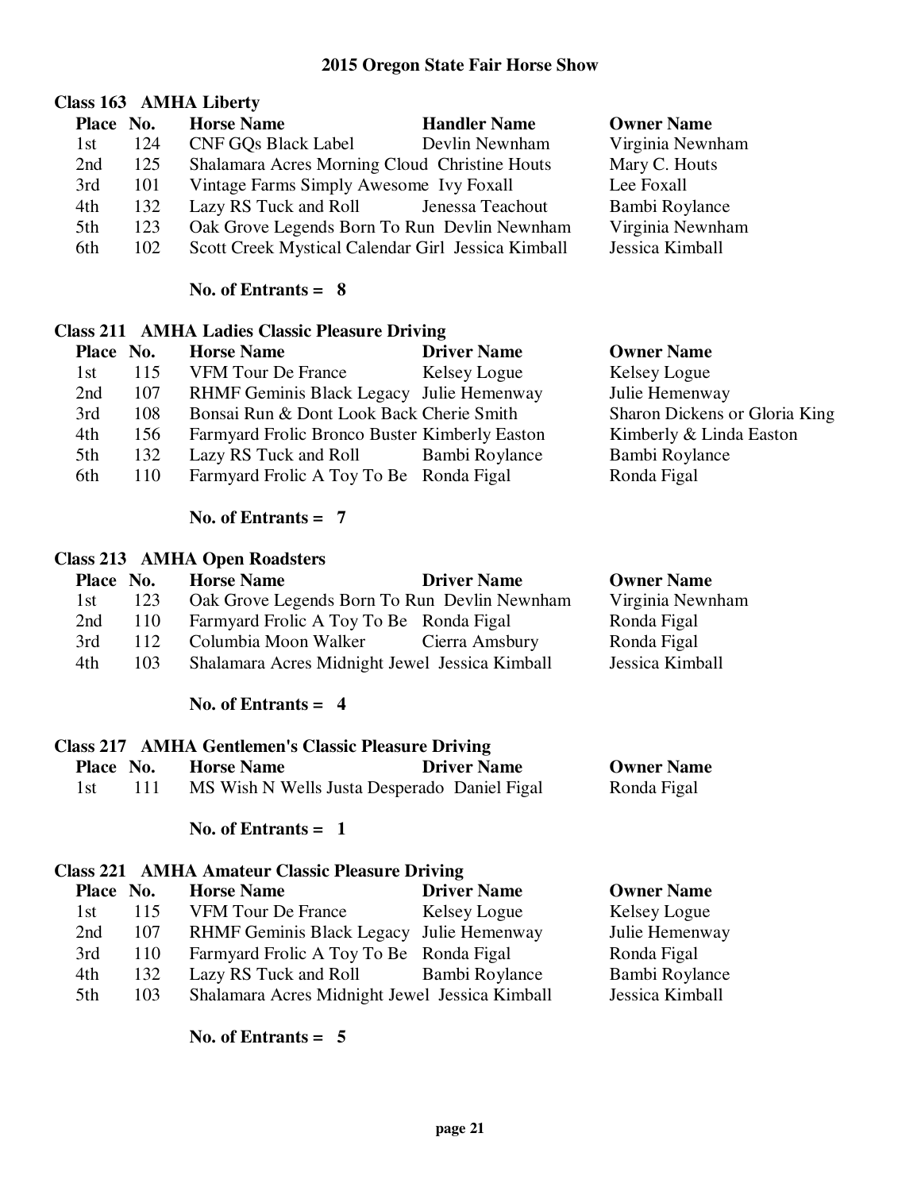# 2015 Oregon State Fair Horse Show

## Class 163 AMHA Liberty

| Place | No. | Horse Name | Handler Name | Owner Name |
|---|---|---|---|---|
| 1st | 124 | CNF GQs Black Label | Devlin Newnham | Virginia Newnham |
| 2nd | 125 | Shalamara Acres Morning Cloud | Christine Houts | Mary C. Houts |
| 3rd | 101 | Vintage Farms Simply Awesome | Ivy Foxall | Lee Foxall |
| 4th | 132 | Lazy RS Tuck and Roll | Jenessa Teachout | Bambi Roylance |
| 5th | 123 | Oak Grove Legends Born To Run | Devlin Newnham | Virginia Newnham |
| 6th | 102 | Scott Creek Mystical Calendar Girl | Jessica Kimball | Jessica Kimball |

**No. of Entrants = 8**

## Class 211 AMHA Ladies Classic Pleasure Driving

| Place | No. | Horse Name | Driver Name | Owner Name |
|---|---|---|---|---|
| 1st | 115 | VFM Tour De France | Kelsey Logue | Kelsey Logue |
| 2nd | 107 | RHMF Geminis Black Legacy | Julie Hemenway | Julie Hemenway |
| 3rd | 108 | Bonsai Run & Dont Look Back | Cherie Smith | Sharon Dickens or Gloria King |
| 4th | 156 | Farmyard Frolic Bronco Buster | Kimberly Easton | Kimberly & Linda Easton |
| 5th | 132 | Lazy RS Tuck and Roll | Bambi Roylance | Bambi Roylance |
| 6th | 110 | Farmyard Frolic A Toy To Be | Ronda Figal | Ronda Figal |

**No. of Entrants = 7**

## Class 213 AMHA Open Roadsters

| Place | No. | Horse Name | Driver Name | Owner Name |
|---|---|---|---|---|
| 1st | 123 | Oak Grove Legends Born To Run | Devlin Newnham | Virginia Newnham |
| 2nd | 110 | Farmyard Frolic A Toy To Be | Ronda Figal | Ronda Figal |
| 3rd | 112 | Columbia Moon Walker | Cierra Amsbury | Ronda Figal |
| 4th | 103 | Shalamara Acres Midnight Jewel | Jessica Kimball | Jessica Kimball |

**No. of Entrants = 4**

## Class 217 AMHA Gentlemen's Classic Pleasure Driving

| Place | No. | Horse Name | Driver Name | Owner Name |
|---|---|---|---|---|
| 1st | 111 | MS Wish N Wells Justa Desperado | Daniel Figal | Ronda Figal |

**No. of Entrants = 1**

## Class 221 AMHA Amateur Classic Pleasure Driving

| Place | No. | Horse Name | Driver Name | Owner Name |
|---|---|---|---|---|
| 1st | 115 | VFM Tour De France | Kelsey Logue | Kelsey Logue |
| 2nd | 107 | RHMF Geminis Black Legacy | Julie Hemenway | Julie Hemenway |
| 3rd | 110 | Farmyard Frolic A Toy To Be | Ronda Figal | Ronda Figal |
| 4th | 132 | Lazy RS Tuck and Roll | Bambi Roylance | Bambi Roylance |
| 5th | 103 | Shalamara Acres Midnight Jewel | Jessica Kimball | Jessica Kimball |

**No. of Entrants = 5**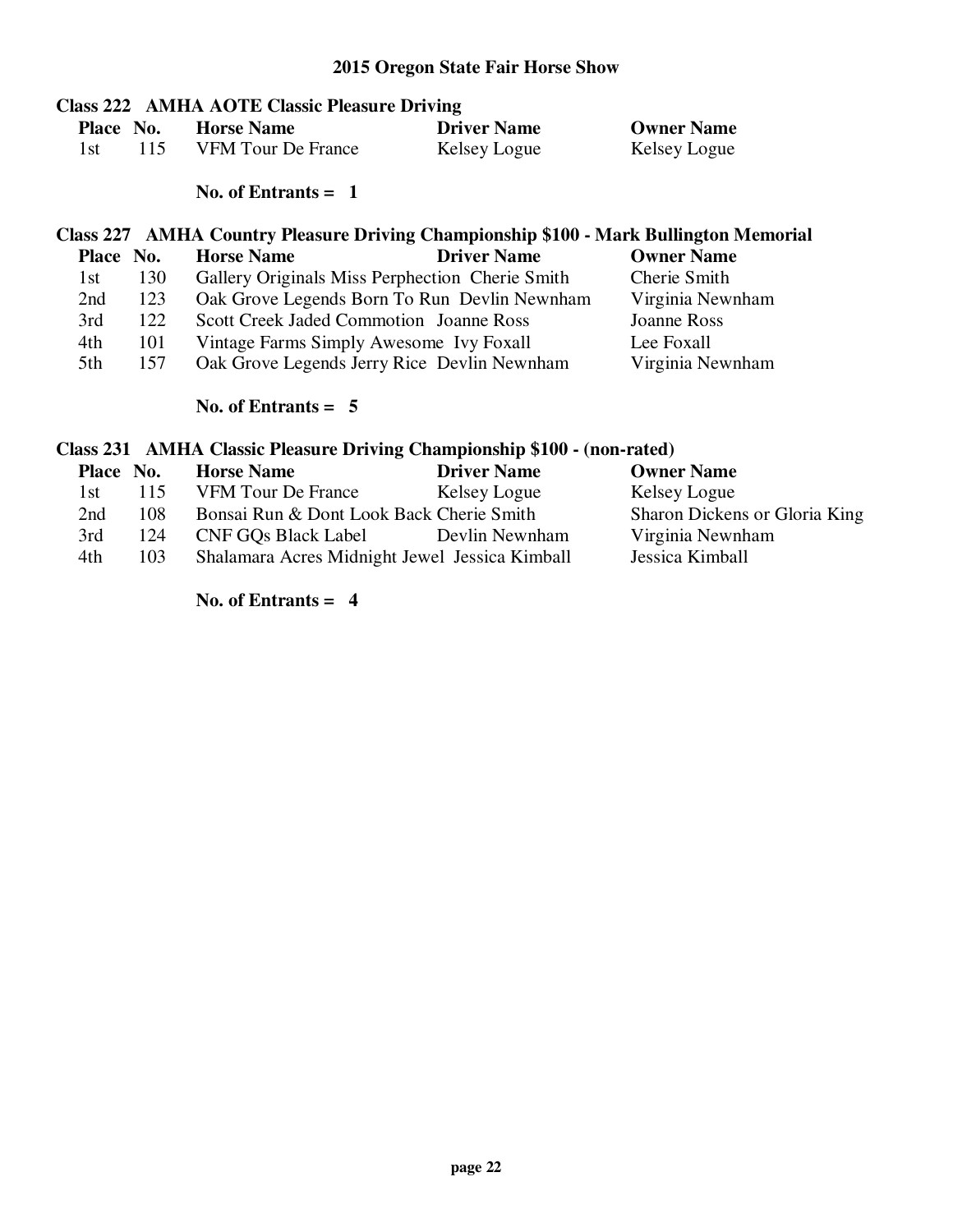## 2015 Oregon State Fair Horse Show

### Class 222 AMHA AOTE Classic Pleasure Driving

| Place | No. | Horse Name | Driver Name | Owner Name |
|---|---|---|---|---|
| 1st | 115 | VFM Tour De France | Kelsey Logue | Kelsey Logue |

**No. of Entrants = 1**

### Class 227 AMHA Country Pleasure Driving Championship $100 - Mark Bullington Memorial

| Place | No. | Horse Name | Driver Name | Owner Name |
|---|---|---|---|---|
| 1st | 130 | Gallery Originals Miss Perphection | Cherie Smith | Cherie Smith |
| 2nd | 123 | Oak Grove Legends Born To Run | Devlin Newnham | Virginia Newnham |
| 3rd | 122 | Scott Creek Jaded Commotion | Joanne Ross | Joanne Ross |
| 4th | 101 | Vintage Farms Simply Awesome | Ivy Foxall | Lee Foxall |
| 5th | 157 | Oak Grove Legends Jerry Rice | Devlin Newnham | Virginia Newnham |

**No. of Entrants = 5**

### Class 231 AMHA Classic Pleasure Driving Championship $100 - (non-rated)

| Place | No. | Horse Name | Driver Name | Owner Name |
|---|---|---|---|---|
| 1st | 115 | VFM Tour De France | Kelsey Logue | Kelsey Logue |
| 2nd | 108 | Bonsai Run & Dont Look Back | Cherie Smith | Sharon Dickens or Gloria King |
| 3rd | 124 | CNF GQs Black Label | Devlin Newnham | Virginia Newnham |
| 4th | 103 | Shalamara Acres Midnight Jewel | Jessica Kimball | Jessica Kimball |

**No. of Entrants = 4**